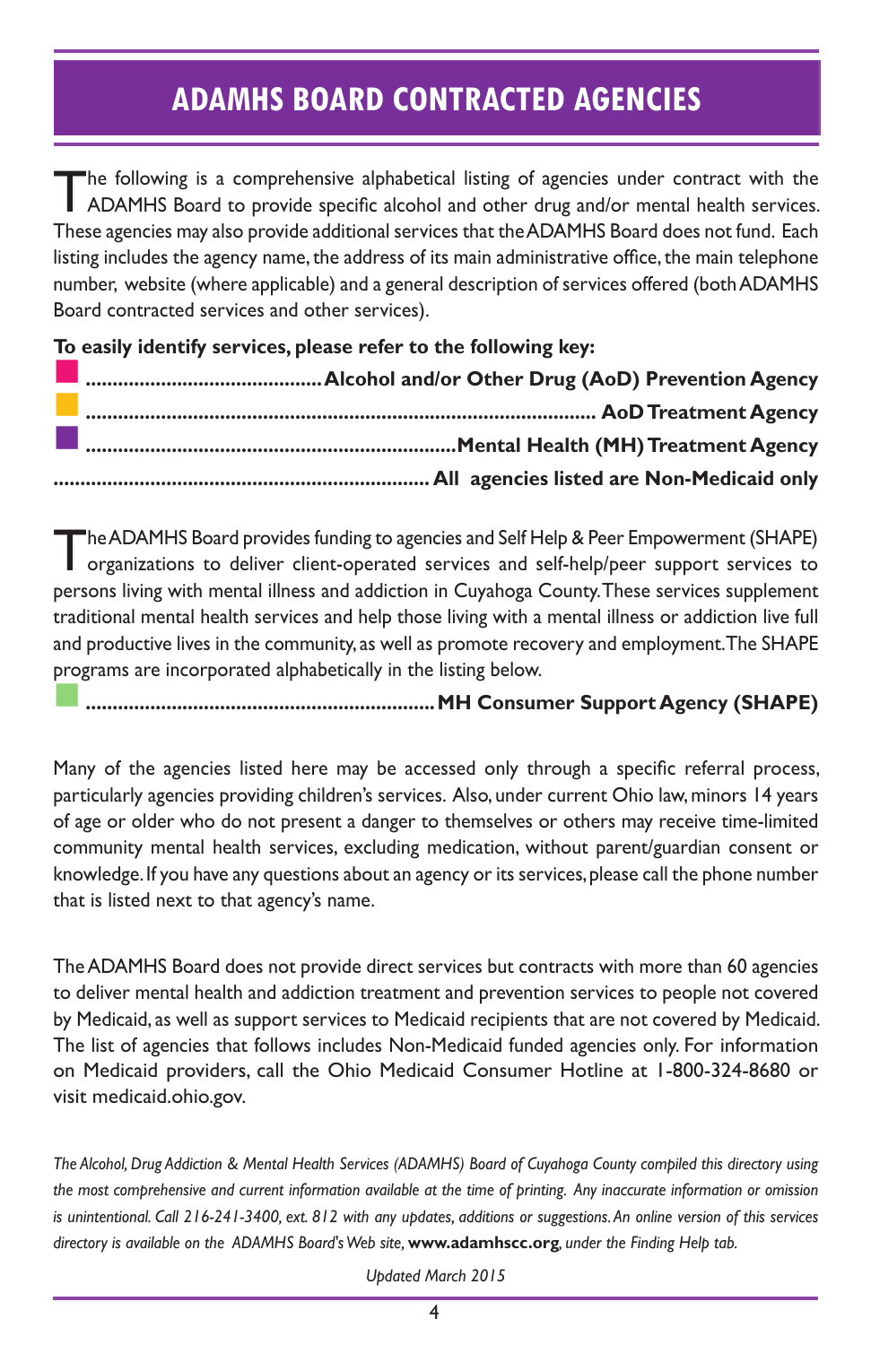# ADAMHS BOARD CONTRACTED AGENCIES

The following is a comprehensive alphabetical listing of agencies under contract with the ADAMHS Board to provide specific alcohol and other drug and/or mental health services. These agencies may also provide additional services that the ADAMHS Board does not fund. Each listing includes the agency name, the address of its main administrative office, the main telephone number, website (where applicable) and a general description of services offered (both ADAMHS Board contracted services and other services).

**To easily identify services, please refer to the following key:**

- ■ ............................................ **Alcohol and/or Other Drug (AoD) Prevention Agency**
- ■ ............................................ **AoD Treatment Agency**
- ■ ............................................ **Mental Health (MH) Treatment Agency**
- ............................................ **All agencies listed are Non-Medicaid only**

The ADAMHS Board provides funding to agencies and Self Help & Peer Empowerment (SHAPE) organizations to deliver client-operated services and self-help/peer support services to persons living with mental illness and addiction in Cuyahoga County. These services supplement traditional mental health services and help those living with a mental illness or addiction live full and productive lives in the community, as well as promote recovery and employment. The SHAPE programs are incorporated alphabetically in the listing below.

- ■ ............................................ **MH Consumer Support Agency (SHAPE)**

Many of the agencies listed here may be accessed only through a specific referral process, particularly agencies providing children's services. Also, under current Ohio law, minors 14 years of age or older who do not present a danger to themselves or others may receive time-limited community mental health services, excluding medication, without parent/guardian consent or knowledge. If you have any questions about an agency or its services, please call the phone number that is listed next to that agency's name.

The ADAMHS Board does not provide direct services but contracts with more than 60 agencies to deliver mental health and addiction treatment and prevention services to people not covered by Medicaid, as well as support services to Medicaid recipients that are not covered by Medicaid. The list of agencies that follows includes Non-Medicaid funded agencies only. For information on Medicaid providers, call the Ohio Medicaid Consumer Hotline at 1-800-324-8680 or visit medicaid.ohio.gov.

*The Alcohol, Drug Addiction & Mental Health Services (ADAMHS) Board of Cuyahoga County compiled this directory using the most comprehensive and current information available at the time of printing. Any inaccurate information or omission is unintentional. Call 216-241-3400, ext. 812 with any updates, additions or suggestions. An online version of this services directory is available on the ADAMHS Board's Web site,* ***www.adamhscc.org****, under the Finding Help tab.*

*Updated March 2015*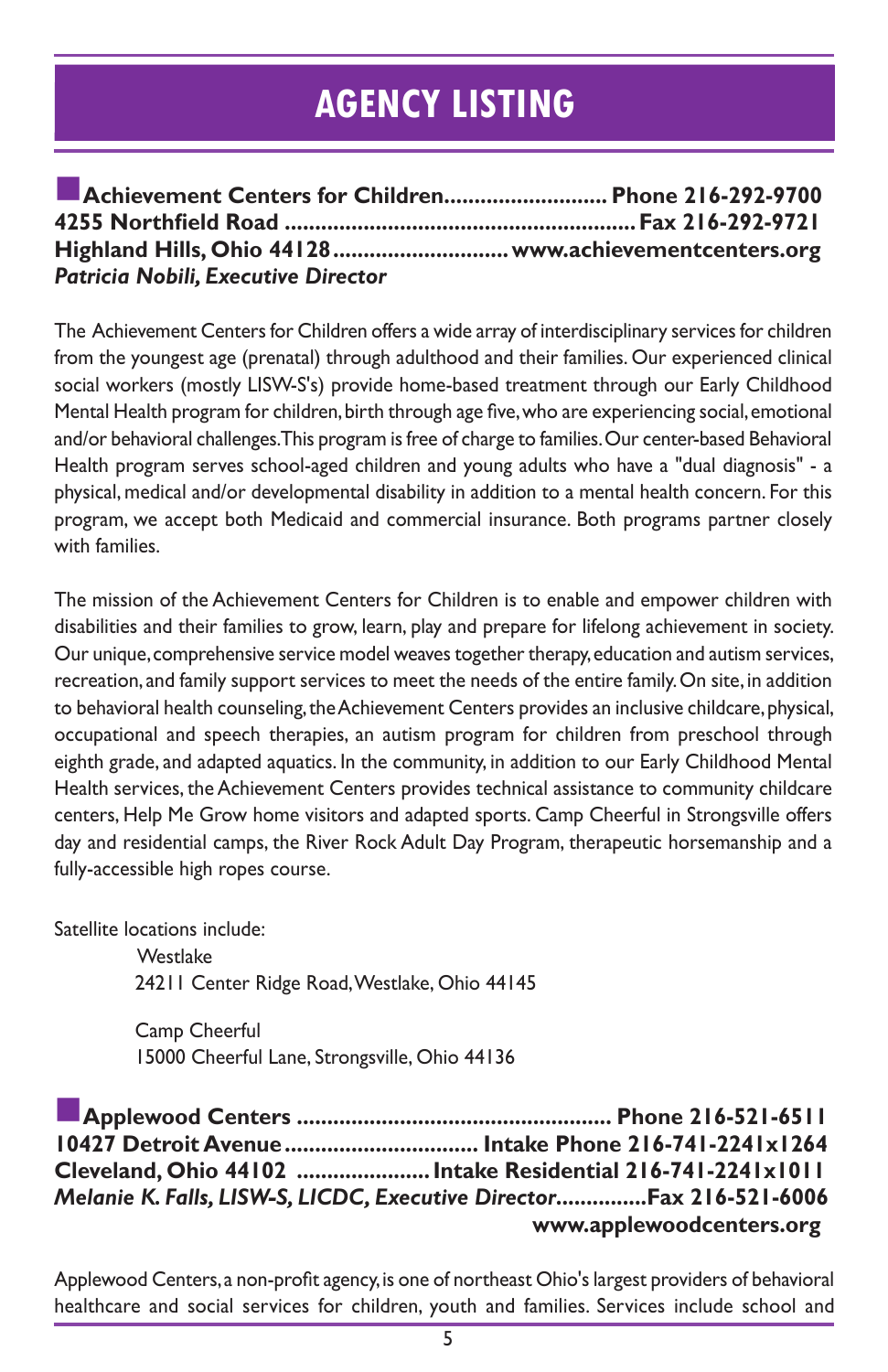# AGENCY LISTING

**Achievement Centers for Children........................... Phone 216-292-9700**
**4255 Northfield Road ......................................................... Fax 216-292-9721**
**Highland Hills, Ohio 44128............................ www.achievementcenters.org**
***Patricia Nobili, Executive Director***

The Achievement Centers for Children offers a wide array of interdisciplinary services for children from the youngest age (prenatal) through adulthood and their families. Our experienced clinical social workers (mostly LISW-S's) provide home-based treatment through our Early Childhood Mental Health program for children, birth through age five, who are experiencing social, emotional and/or behavioral challenges. This program is free of charge to families. Our center-based Behavioral Health program serves school-aged children and young adults who have a "dual diagnosis" - a physical, medical and/or developmental disability in addition to a mental health concern. For this program, we accept both Medicaid and commercial insurance. Both programs partner closely with families.

The mission of the Achievement Centers for Children is to enable and empower children with disabilities and their families to grow, learn, play and prepare for lifelong achievement in society. Our unique, comprehensive service model weaves together therapy, education and autism services, recreation, and family support services to meet the needs of the entire family. On site, in addition to behavioral health counseling, the Achievement Centers provides an inclusive childcare, physical, occupational and speech therapies, an autism program for children from preschool through eighth grade, and adapted aquatics. In the community, in addition to our Early Childhood Mental Health services, the Achievement Centers provides technical assistance to community childcare centers, Help Me Grow home visitors and adapted sports. Camp Cheerful in Strongsville offers day and residential camps, the River Rock Adult Day Program, therapeutic horsemanship and a fully-accessible high ropes course.

Satellite locations include:

Westlake
24211 Center Ridge Road, Westlake, Ohio 44145

Camp Cheerful
15000 Cheerful Lane, Strongsville, Ohio 44136

**Applewood Centers .................................................. Phone 216-521-6511**
**10427 Detroit Avenue ............................... Intake Phone 216-741-2241x1264**
**Cleveland, Ohio 44102 ...................... Intake Residential 216-741-2241x1011**
***Melanie K. Falls, LISW-S, LICDC, Executive Director*****...............Fax 216-521-6006**
**www.applewoodcenters.org**

Applewood Centers, a non-profit agency, is one of northeast Ohio's largest providers of behavioral healthcare and social services for children, youth and families. Services include school and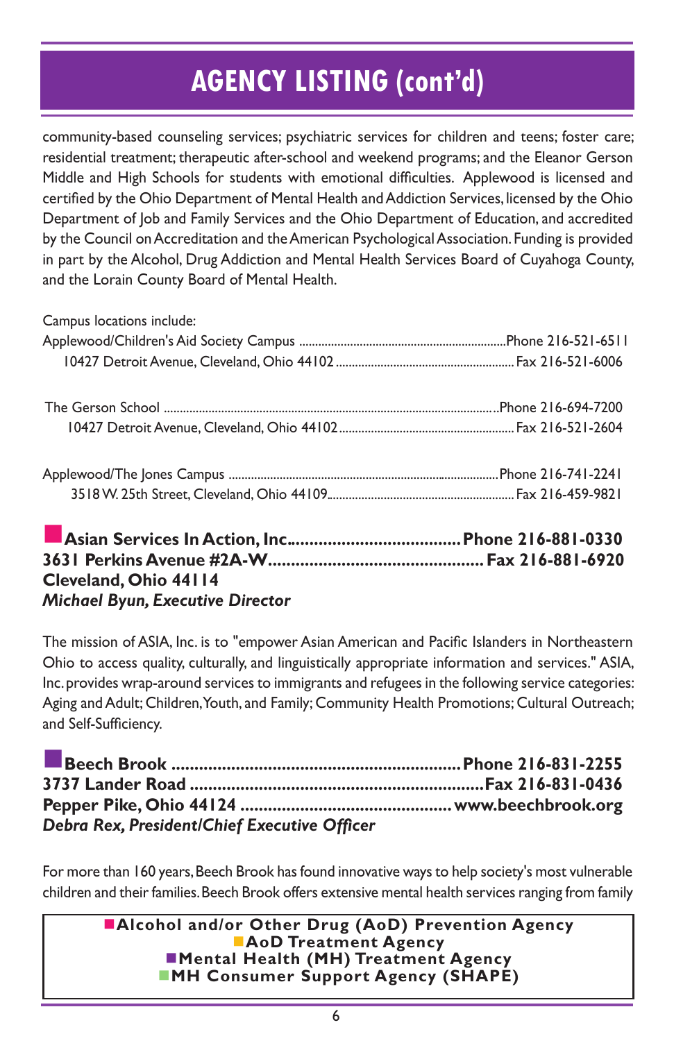# AGENCY LISTING (cont'd)

community-based counseling services; psychiatric services for children and teens; foster care; residential treatment; therapeutic after-school and weekend programs; and the Eleanor Gerson Middle and High Schools for students with emotional difficulties. Applewood is licensed and certified by the Ohio Department of Mental Health and Addiction Services, licensed by the Ohio Department of Job and Family Services and the Ohio Department of Education, and accredited by the Council on Accreditation and the American Psychological Association. Funding is provided in part by the Alcohol, Drug Addiction and Mental Health Services Board of Cuyahoga County, and the Lorain County Board of Mental Health.

Campus locations include:

Applewood/Children's Aid Society Campus ........ Phone 216-521-6511
10427 Detroit Avenue, Cleveland, Ohio 44102 ........ Fax 216-521-6006

The Gerson School ........ Phone 216-694-7200
10427 Detroit Avenue, Cleveland, Ohio 44102 ........ Fax 216-521-2604

Applewood/The Jones Campus ........ Phone 216-741-2241
3518 W. 25th Street, Cleveland, Ohio 44109 ........ Fax 216-459-9821

**Asian Services In Action, Inc. ........ Phone 216-881-0330**
**3631 Perkins Avenue #2A-W ........ Fax 216-881-6920**
**Cleveland, Ohio 44114**
***Michael Byun, Executive Director***

The mission of ASIA, Inc. is to "empower Asian American and Pacific Islanders in Northeastern Ohio to access quality, culturally, and linguistically appropriate information and services." ASIA, Inc. provides wrap-around services to immigrants and refugees in the following service categories: Aging and Adult; Children, Youth, and Family; Community Health Promotions; Cultural Outreach; and Self-Sufficiency.

**Beech Brook ........ Phone 216-831-2255**
**3737 Lander Road ........ Fax 216-831-0436**
**Pepper Pike, Ohio 44124 ........ www.beechbrook.org**
***Debra Rex, President/Chief Executive Officer***

For more than 160 years, Beech Brook has found innovative ways to help society's most vulnerable children and their families. Beech Brook offers extensive mental health services ranging from family

**Alcohol and/or Other Drug (AoD) Prevention Agency**
**AoD Treatment Agency**
**Mental Health (MH) Treatment Agency**
**MH Consumer Support Agency (SHAPE)**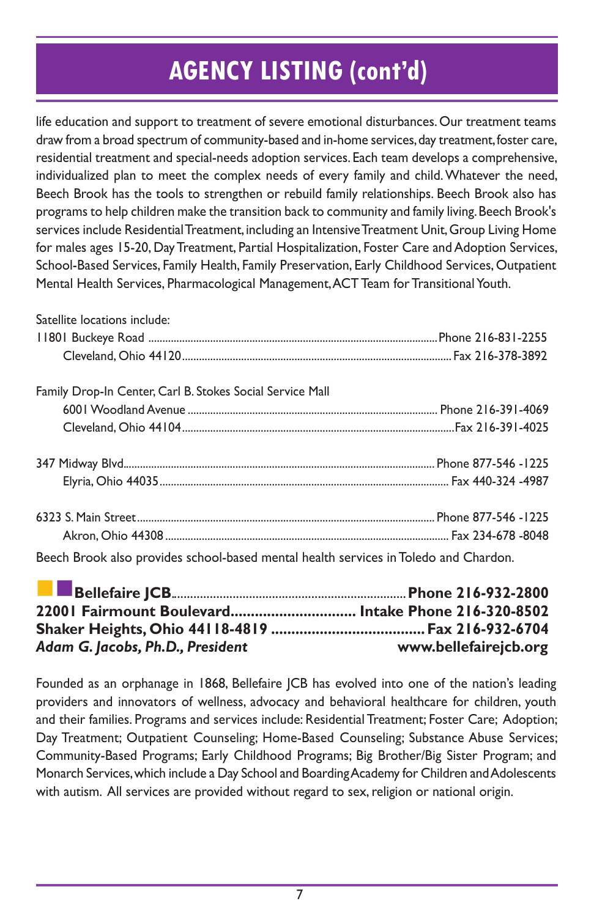# AGENCY LISTING (cont'd)

life education and support to treatment of severe emotional disturbances. Our treatment teams draw from a broad spectrum of community-based and in-home services, day treatment, foster care, residential treatment and special-needs adoption services. Each team develops a comprehensive, individualized plan to meet the complex needs of every family and child. Whatever the need, Beech Brook has the tools to strengthen or rebuild family relationships. Beech Brook also has programs to help children make the transition back to community and family living. Beech Brook's services include Residential Treatment, including an Intensive Treatment Unit, Group Living Home for males ages 15-20, Day Treatment, Partial Hospitalization, Foster Care and Adoption Services, School-Based Services, Family Health, Family Preservation, Early Childhood Services, Outpatient Mental Health Services, Pharmacological Management, ACT Team for Transitional Youth.

Satellite locations include:

11801 Buckeye Road ........ Phone 216-831-2255
Cleveland, Ohio 44120 ........ Fax 216-378-3892

Family Drop-In Center, Carl B. Stokes Social Service Mall
6001 Woodland Avenue ........ Phone 216-391-4069
Cleveland, Ohio 44104 ........ Fax 216-391-4025

347 Midway Blvd ........ Phone 877-546 -1225
Elyria, Ohio 44035 ........ Fax 440-324 -4987

6323 S. Main Street ........ Phone 877-546 -1225
Akron, Ohio 44308 ........ Fax 234-678 -8048

Beech Brook also provides school-based mental health services in Toledo and Chardon.

**Bellefaire JCB ........ Phone 216-932-2800**
**22001 Fairmount Boulevard ........ Intake Phone 216-320-8502**
**Shaker Heights, Ohio 44118-4819 ........ Fax 216-932-6704**
***Adam G. Jacobs, Ph.D., President*** **www.bellefairejcb.org**

Founded as an orphanage in 1868, Bellefaire JCB has evolved into one of the nation's leading providers and innovators of wellness, advocacy and behavioral healthcare for children, youth and their families. Programs and services include: Residential Treatment; Foster Care; Adoption; Day Treatment; Outpatient Counseling; Home-Based Counseling; Substance Abuse Services; Community-Based Programs; Early Childhood Programs; Big Brother/Big Sister Program; and Monarch Services, which include a Day School and Boarding Academy for Children and Adolescents with autism. All services are provided without regard to sex, religion or national origin.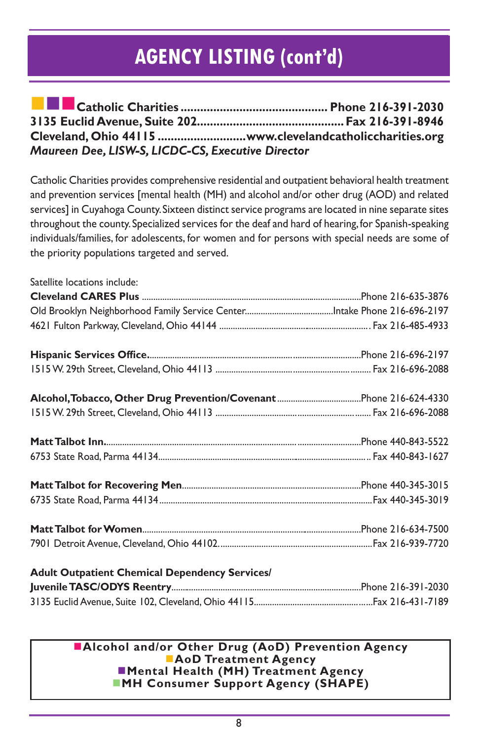# AGENCY LISTING (cont'd)

**Catholic Charities ............................................ Phone 216-391-2030**
**3135 Euclid Avenue, Suite 202............................................ Fax 216-391-8946**
**Cleveland, Ohio 44115 ........................... www.clevelandcatholiccharities.org**
***Maureen Dee, LISW-S, LICDC-CS, Executive Director***

Catholic Charities provides comprehensive residential and outpatient behavioral health treatment and prevention services [mental health (MH) and alcohol and/or other drug (AOD) and related services] in Cuyahoga County. Sixteen distinct service programs are located in nine separate sites throughout the county. Specialized services for the deaf and hard of hearing, for Spanish-speaking individuals/families, for adolescents, for women and for persons with special needs are some of the priority populations targeted and served.

Satellite locations include:

**Cleveland CARES Plus** ............................................ Phone 216-635-3876
Old Brooklyn Neighborhood Family Service Center............................ Intake Phone 216-696-2197
4621 Fulton Parkway, Cleveland, Ohio 44144 ............................................ Fax 216-485-4933

**Hispanic Services Office**............................................ Phone 216-696-2197
1515 W. 29th Street, Cleveland, Ohio 44113 ............................................ Fax 216-696-2088

**Alcohol, Tobacco, Other Drug Prevention/Covenant** ............................ Phone 216-624-4330
1515 W. 29th Street, Cleveland, Ohio 44113 ............................................ Fax 216-696-2088

**Matt Talbot Inn**............................................ Phone 440-843-5522
6753 State Road, Parma 44134............................................ Fax 440-843-1627

**Matt Talbot for Recovering Men**............................................ Phone 440-345-3015
6735 State Road, Parma 44134............................................ Fax 440-345-3019

**Matt Talbot for Women**............................................ Phone 216-634-7500
7901 Detroit Avenue, Cleveland, Ohio 44102............................................ Fax 216-939-7720

**Adult Outpatient Chemical Dependency Services/**
**Juvenile TASC/ODYS Reentry**............................................ Phone 216-391-2030
3135 Euclid Avenue, Suite 102, Cleveland, Ohio 44115............................................ Fax 216-431-7189

**Alcohol and/or Other Drug (AoD) Prevention Agency**
**AoD Treatment Agency**
**Mental Health (MH) Treatment Agency**
**MH Consumer Support Agency (SHAPE)**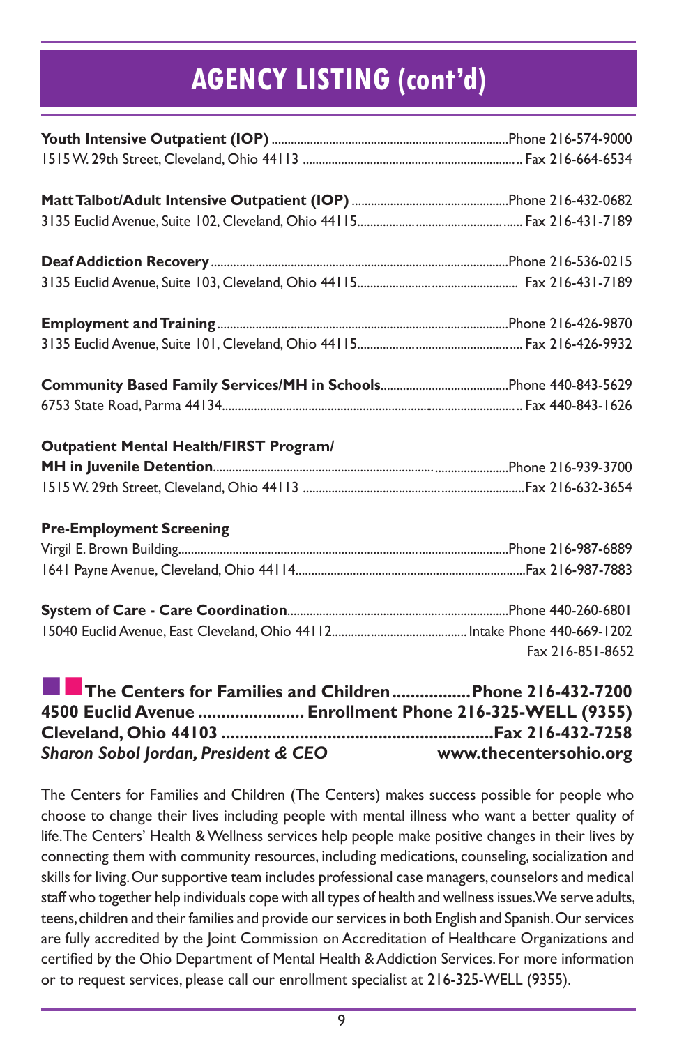# AGENCY LISTING (cont'd)

**Youth Intensive Outpatient (IOP)** ............ Phone 216-574-9000
1515 W. 29th Street, Cleveland, Ohio 44113 ............ Fax 216-664-6534

**Matt Talbot/Adult Intensive Outpatient (IOP)** ............ Phone 216-432-0682
3135 Euclid Avenue, Suite 102, Cleveland, Ohio 44115............ Fax 216-431-7189

**Deaf Addiction Recovery**............ Phone 216-536-0215
3135 Euclid Avenue, Suite 103, Cleveland, Ohio 44115............ Fax 216-431-7189

**Employment and Training**............ Phone 216-426-9870
3135 Euclid Avenue, Suite 101, Cleveland, Ohio 44115............ Fax 216-426-9932

**Community Based Family Services/MH in Schools**............ Phone 440-843-5629
6753 State Road, Parma 44134............ Fax 440-843-1626

**Outpatient Mental Health/FIRST Program/**
**MH in Juvenile Detention**............ Phone 216-939-3700
1515 W. 29th Street, Cleveland, Ohio 44113 ............ Fax 216-632-3654

**Pre-Employment Screening**
Virgil E. Brown Building............ Phone 216-987-6889
1641 Payne Avenue, Cleveland, Ohio 44114............ Fax 216-987-7883

**System of Care - Care Coordination**............ Phone 440-260-6801
15040 Euclid Avenue, East Cleveland, Ohio 44112............ Intake Phone 440-669-1202
Fax 216-851-8652

**The Centers for Families and Children**............ **Phone 216-432-7200**
**4500 Euclid Avenue** ............ **Enrollment Phone 216-325-WELL (9355)**
**Cleveland, Ohio 44103** ............ **Fax 216-432-7258**
***Sharon Sobol Jordan, President & CEO*** **www.thecentersohio.org**

The Centers for Families and Children (The Centers) makes success possible for people who choose to change their lives including people with mental illness who want a better quality of life. The Centers' Health & Wellness services help people make positive changes in their lives by connecting them with community resources, including medications, counseling, socialization and skills for living. Our supportive team includes professional case managers, counselors and medical staff who together help individuals cope with all types of health and wellness issues. We serve adults, teens, children and their families and provide our services in both English and Spanish. Our services are fully accredited by the Joint Commission on Accreditation of Healthcare Organizations and certified by the Ohio Department of Mental Health & Addiction Services. For more information or to request services, please call our enrollment specialist at 216-325-WELL (9355).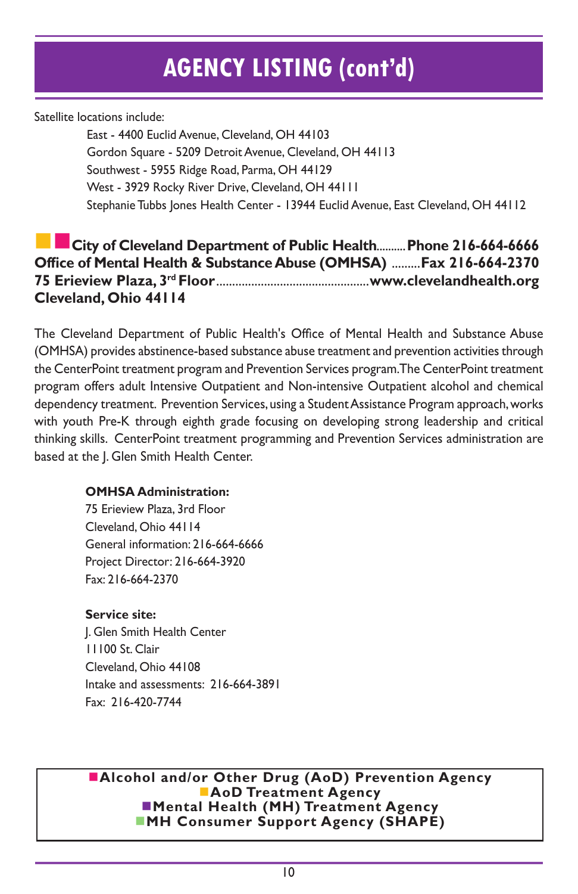# AGENCY LISTING (cont'd)

Satellite locations include:

East - 4400 Euclid Avenue, Cleveland, OH 44103
Gordon Square - 5209 Detroit Avenue, Cleveland, OH 44113
Southwest - 5955 Ridge Road, Parma, OH 44129
West - 3929 Rocky River Drive, Cleveland, OH 44111
Stephanie Tubbs Jones Health Center - 13944 Euclid Avenue, East Cleveland, OH 44112

**City of Cleveland Department of Public Health.......... Phone 216-664-6666**
**Office of Mental Health & Substance Abuse (OMHSA) .........Fax 216-664-2370**
**75 Erieview Plaza, 3rd Floor...............................................www.clevelandhealth.org**
**Cleveland, Ohio 44114**

The Cleveland Department of Public Health's Office of Mental Health and Substance Abuse (OMHSA) provides abstinence-based substance abuse treatment and prevention activities through the CenterPoint treatment program and Prevention Services program. The CenterPoint treatment program offers adult Intensive Outpatient and Non-intensive Outpatient alcohol and chemical dependency treatment. Prevention Services, using a Student Assistance Program approach, works with youth Pre-K through eighth grade focusing on developing strong leadership and critical thinking skills. CenterPoint treatment programming and Prevention Services administration are based at the J. Glen Smith Health Center.

**OMHSA Administration:**
75 Erieview Plaza, 3rd Floor
Cleveland, Ohio 44114
General information: 216-664-6666
Project Director: 216-664-3920
Fax: 216-664-2370

**Service site:**
J. Glen Smith Health Center
11100 St. Clair
Cleveland, Ohio 44108
Intake and assessments: 216-664-3891
Fax: 216-420-7744

**Alcohol and/or Other Drug (AoD) Prevention Agency**
**AoD Treatment Agency**
**Mental Health (MH) Treatment Agency**
**MH Consumer Support Agency (SHAPE)**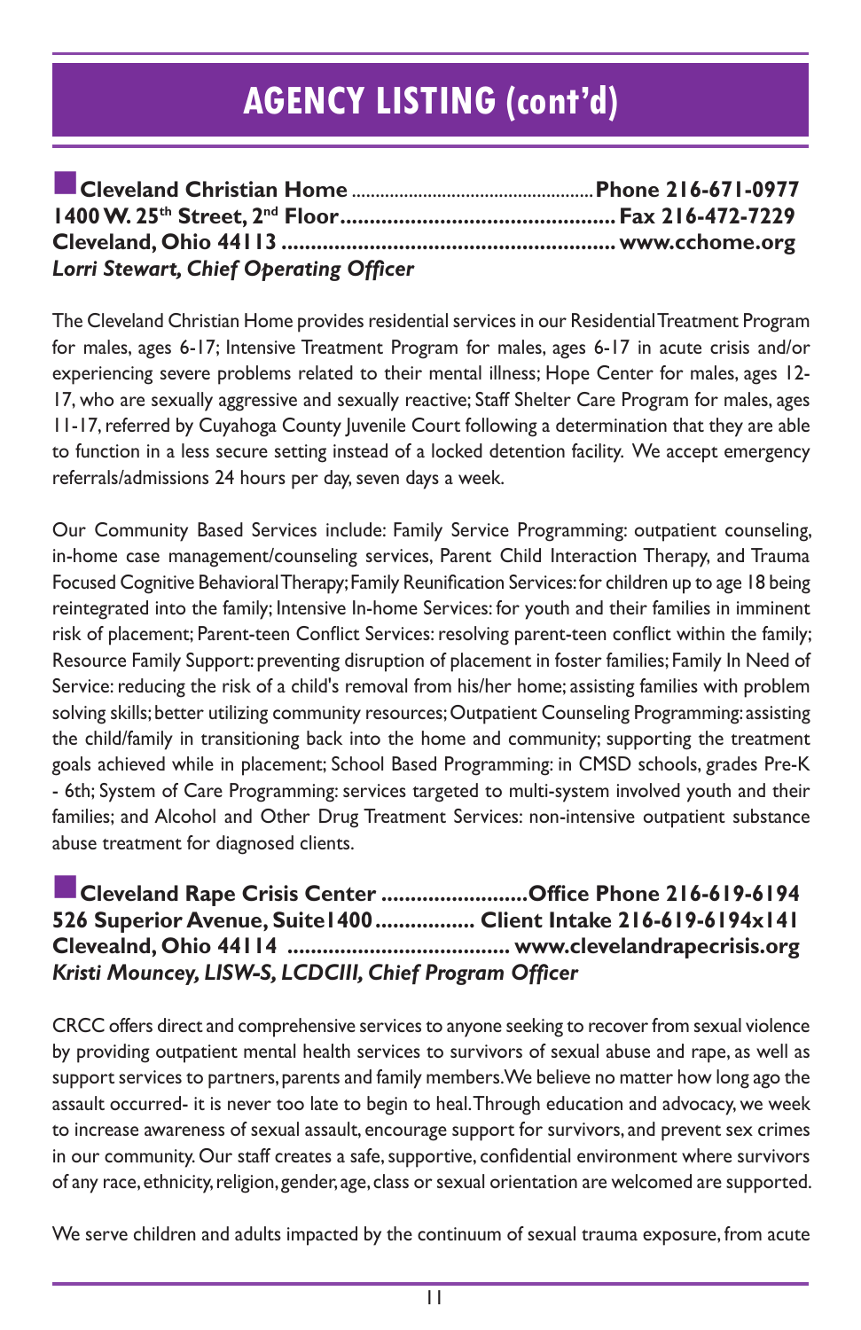# AGENCY LISTING (cont'd)

**Cleveland Christian Home ................................................Phone 216-671-0977**
**1400 W. 25th Street, 2nd Floor............................................ Fax 216-472-7229**
**Cleveland, Ohio 44113 ..................................................... www.cchome.org**
***Lorri Stewart, Chief Operating Officer***

The Cleveland Christian Home provides residential services in our Residential Treatment Program for males, ages 6-17; Intensive Treatment Program for males, ages 6-17 in acute crisis and/or experiencing severe problems related to their mental illness; Hope Center for males, ages 12-17, who are sexually aggressive and sexually reactive; Staff Shelter Care Program for males, ages 11-17, referred by Cuyahoga County Juvenile Court following a determination that they are able to function in a less secure setting instead of a locked detention facility. We accept emergency referrals/admissions 24 hours per day, seven days a week.

Our Community Based Services include: Family Service Programming: outpatient counseling, in-home case management/counseling services, Parent Child Interaction Therapy, and Trauma Focused Cognitive Behavioral Therapy; Family Reunification Services: for children up to age 18 being reintegrated into the family; Intensive In-home Services: for youth and their families in imminent risk of placement; Parent-teen Conflict Services: resolving parent-teen conflict within the family; Resource Family Support: preventing disruption of placement in foster families; Family In Need of Service: reducing the risk of a child's removal from his/her home; assisting families with problem solving skills; better utilizing community resources; Outpatient Counseling Programming: assisting the child/family in transitioning back into the home and community; supporting the treatment goals achieved while in placement; School Based Programming: in CMSD schools, grades Pre-K - 6th; System of Care Programming: services targeted to multi-system involved youth and their families; and Alcohol and Other Drug Treatment Services: non-intensive outpatient substance abuse treatment for diagnosed clients.

**Cleveland Rape Crisis Center .........................Office Phone 216-619-6194**
**526 Superior Avenue, Suite1400................. Client Intake 216-619-6194x141**
**Clevealnd, Ohio 44114 ..................................... www.clevelandrapecrisis.org**
***Kristi Mouncey, LISW-S, LCDCIII, Chief Program Officer***

CRCC offers direct and comprehensive services to anyone seeking to recover from sexual violence by providing outpatient mental health services to survivors of sexual abuse and rape, as well as support services to partners, parents and family members. We believe no matter how long ago the assault occurred- it is never too late to begin to heal. Through education and advocacy, we week to increase awareness of sexual assault, encourage support for survivors, and prevent sex crimes in our community. Our staff creates a safe, supportive, confidential environment where survivors of any race, ethnicity, religion, gender, age, class or sexual orientation are welcomed are supported.

We serve children and adults impacted by the continuum of sexual trauma exposure, from acute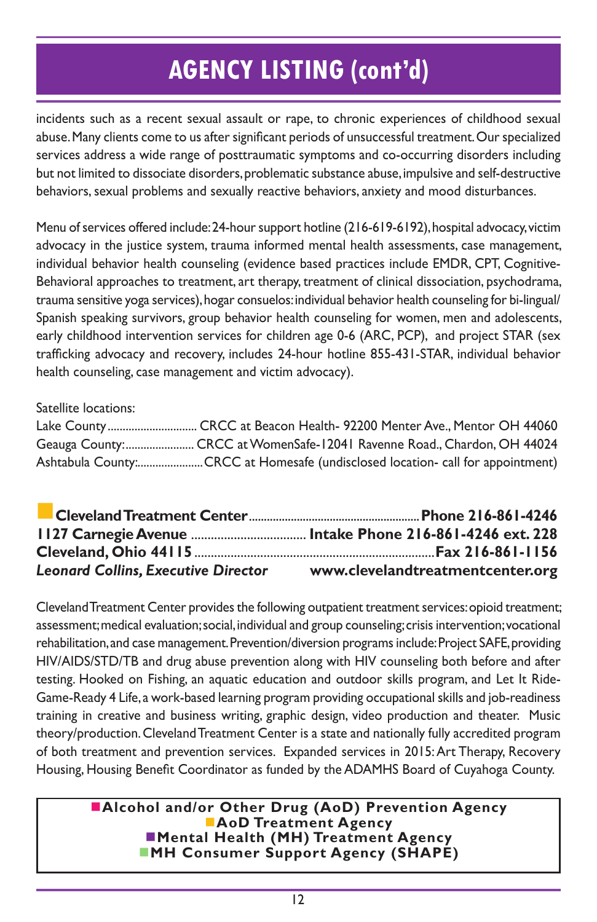# AGENCY LISTING (cont'd)

incidents such as a recent sexual assault or rape, to chronic experiences of childhood sexual abuse. Many clients come to us after significant periods of unsuccessful treatment. Our specialized services address a wide range of posttraumatic symptoms and co-occurring disorders including but not limited to dissociate disorders, problematic substance abuse, impulsive and self-destructive behaviors, sexual problems and sexually reactive behaviors, anxiety and mood disturbances.

Menu of services offered include: 24-hour support hotline (216-619-6192), hospital advocacy, victim advocacy in the justice system, trauma informed mental health assessments, case management, individual behavior health counseling (evidence based practices include EMDR, CPT, Cognitive-Behavioral approaches to treatment, art therapy, treatment of clinical dissociation, psychodrama, trauma sensitive yoga services), hogar consuelos: individual behavior health counseling for bi-lingual/ Spanish speaking survivors, group behavior health counseling for women, men and adolescents, early childhood intervention services for children age 0-6 (ARC, PCP), and project STAR (sex trafficking advocacy and recovery, includes 24-hour hotline 855-431-STAR, individual behavior health counseling, case management and victim advocacy).

Satellite locations:
Lake County .............................. CRCC at Beacon Health- 92200 Menter Ave., Mentor OH 44060
Geauga County: ....................... CRCC at WomenSafe-12041 Ravenne Road., Chardon, OH 44024
Ashtabula County: ..................... CRCC at Homesafe (undisclosed location- call for appointment)

**Cleveland Treatment Center** ........................................................ **Phone 216-861-4246**
**1127 Carnegie Avenue** .................................. **Intake Phone 216-861-4246 ext. 228**
**Cleveland, Ohio 44115** ........................................................................ **Fax 216-861-1156**
***Leonard Collins, Executive Director*** **www.clevelandtreatmentcenter.org**

Cleveland Treatment Center provides the following outpatient treatment services: opioid treatment; assessment; medical evaluation; social, individual and group counseling; crisis intervention; vocational rehabilitation, and case management. Prevention/diversion programs include: Project SAFE, providing HIV/AIDS/STD/TB and drug abuse prevention along with HIV counseling both before and after testing. Hooked on Fishing, an aquatic education and outdoor skills program, and Let It Ride-Game-Ready 4 Life, a work-based learning program providing occupational skills and job-readiness training in creative and business writing, graphic design, video production and theater. Music theory/production. Cleveland Treatment Center is a state and nationally fully accredited program of both treatment and prevention services. Expanded services in 2015: Art Therapy, Recovery Housing, Housing Benefit Coordinator as funded by the ADAMHS Board of Cuyahoga County.

**Alcohol and/or Other Drug (AoD) Prevention Agency**
**AoD Treatment Agency**
**Mental Health (MH) Treatment Agency**
**MH Consumer Support Agency (SHAPE)**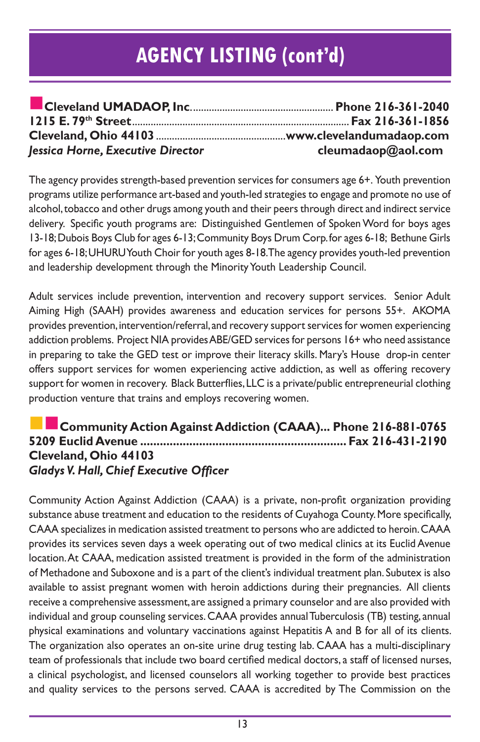# AGENCY LISTING (cont'd)

**Cleveland UMADAOP, Inc.** .................................................... **Phone 216-361-2040**
**1215 E. 79th Street** ................................................................................ **Fax 216-361-1856**
**Cleveland, Ohio 44103** ................................................**www.clevelandumadaop.com**
***Jessica Horne, Executive Director*** **cleumadaop@aol.com**

The agency provides strength-based prevention services for consumers age 6+. Youth prevention programs utilize performance art-based and youth-led strategies to engage and promote no use of alcohol, tobacco and other drugs among youth and their peers through direct and indirect service delivery. Specific youth programs are: Distinguished Gentlemen of Spoken Word for boys ages 13-18; Dubois Boys Club for ages 6-13; Community Boys Drum Corp. for ages 6-18; Bethune Girls for ages 6-18; UHURU Youth Choir for youth ages 8-18. The agency provides youth-led prevention and leadership development through the Minority Youth Leadership Council.

Adult services include prevention, intervention and recovery support services. Senior Adult Aiming High (SAAH) provides awareness and education services for persons 55+. AKOMA provides prevention, intervention/referral, and recovery support services for women experiencing addiction problems. Project NIA provides ABE/GED services for persons 16+ who need assistance in preparing to take the GED test or improve their literacy skills. Mary's House drop-in center offers support services for women experiencing active addiction, as well as offering recovery support for women in recovery. Black Butterflies, LLC is a private/public entrepreneurial clothing production venture that trains and employs recovering women.

**Community Action Against Addiction (CAAA)... Phone 216-881-0765**
**5209 Euclid Avenue** ............................................................. **Fax 216-431-2190**
**Cleveland, Ohio 44103**
***Gladys V. Hall, Chief Executive Officer***

Community Action Against Addiction (CAAA) is a private, non-profit organization providing substance abuse treatment and education to the residents of Cuyahoga County. More specifically, CAAA specializes in medication assisted treatment to persons who are addicted to heroin. CAAA provides its services seven days a week operating out of two medical clinics at its Euclid Avenue location. At CAAA, medication assisted treatment is provided in the form of the administration of Methadone and Suboxone and is a part of the client's individual treatment plan. Subutex is also available to assist pregnant women with heroin addictions during their pregnancies. All clients receive a comprehensive assessment, are assigned a primary counselor and are also provided with individual and group counseling services. CAAA provides annual Tuberculosis (TB) testing, annual physical examinations and voluntary vaccinations against Hepatitis A and B for all of its clients. The organization also operates an on-site urine drug testing lab. CAAA has a multi-disciplinary team of professionals that include two board certified medical doctors, a staff of licensed nurses, a clinical psychologist, and licensed counselors all working together to provide best practices and quality services to the persons served. CAAA is accredited by The Commission on the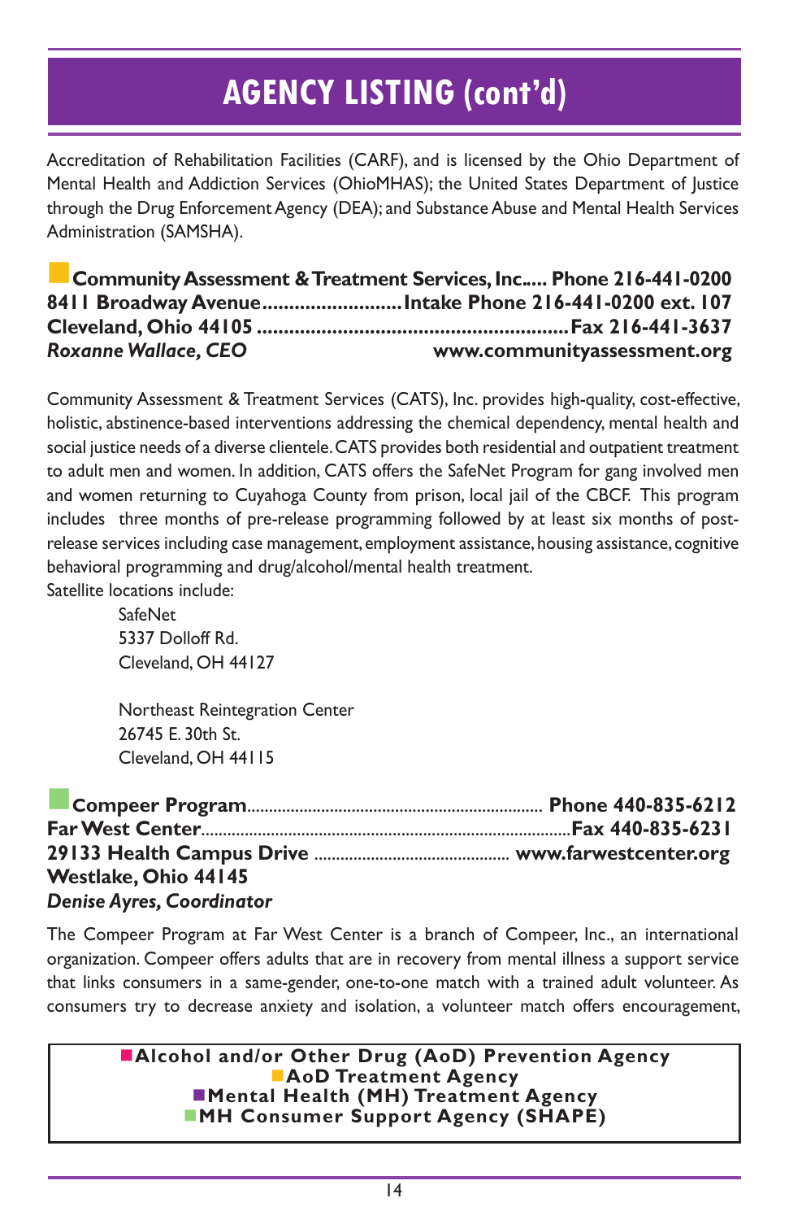# AGENCY LISTING (cont'd)

Accreditation of Rehabilitation Facilities (CARF), and is licensed by the Ohio Department of Mental Health and Addiction Services (OhioMHAS); the United States Department of Justice through the Drug Enforcement Agency (DEA); and Substance Abuse and Mental Health Services Administration (SAMSHA).

■ **Community Assessment & Treatment Services, Inc..... Phone 216-441-0200**
**8411 Broadway Avenue.......................... Intake Phone 216-441-0200 ext. 107**
**Cleveland, Ohio 44105 ......................................................... Fax 216-441-3637**
***Roxanne Wallace, CEO*** **www.communityassessment.org**

Community Assessment & Treatment Services (CATS), Inc. provides high-quality, cost-effective, holistic, abstinence-based interventions addressing the chemical dependency, mental health and social justice needs of a diverse clientele. CATS provides both residential and outpatient treatment to adult men and women. In addition, CATS offers the SafeNet Program for gang involved men and women returning to Cuyahoga County from prison, local jail of the CBCF. This program includes three months of pre-release programming followed by at least six months of post-release services including case management, employment assistance, housing assistance, cognitive behavioral programming and drug/alcohol/mental health treatment.
Satellite locations include:

SafeNet
5337 Dolloff Rd.
Cleveland, OH 44127

Northeast Reintegration Center
26745 E. 30th St.
Cleveland, OH 44115

■ **Compeer Program.................................................................. Phone 440-835-6212**
**Far West Center...................................................................................Fax 440-835-6231**
**29133 Health Campus Drive ............................................ www.farwestcenter.org**
**Westlake, Ohio 44145**
***Denise Ayres, Coordinator***

The Compeer Program at Far West Center is a branch of Compeer, Inc., an international organization. Compeer offers adults that are in recovery from mental illness a support service that links consumers in a same-gender, one-to-one match with a trained adult volunteer. As consumers try to decrease anxiety and isolation, a volunteer match offers encouragement,

■ **Alcohol and/or Other Drug (AoD) Prevention Agency**
■ **AoD Treatment Agency**
■ **Mental Health (MH) Treatment Agency**
■ **MH Consumer Support Agency (SHAPE)**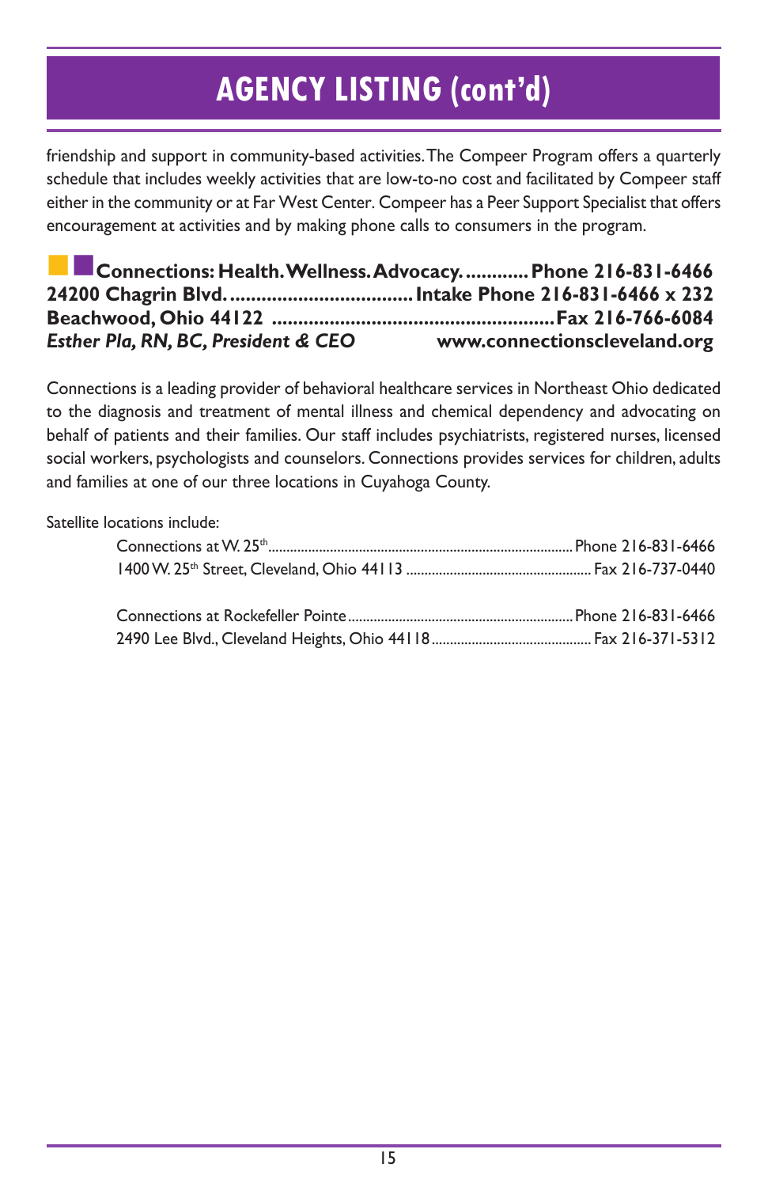# AGENCY LISTING (cont'd)

friendship and support in community-based activities. The Compeer Program offers a quarterly schedule that includes weekly activities that are low-to-no cost and facilitated by Compeer staff either in the community or at Far West Center. Compeer has a Peer Support Specialist that offers encouragement at activities and by making phone calls to consumers in the program.

**Connections: Health. Wellness. Advocacy.............Phone 216-831-6466**
**24200 Chagrin Blvd. .................................... Intake Phone 216-831-6466 x 232**
**Beachwood, Ohio 44122 .......................................................Fax 216-766-6084**
***Esther Pla, RN, BC, President & CEO*** **www.connectionscleveland.org**

Connections is a leading provider of behavioral healthcare services in Northeast Ohio dedicated to the diagnosis and treatment of mental illness and chemical dependency and advocating on behalf of patients and their families. Our staff includes psychiatrists, registered nurses, licensed social workers, psychologists and counselors. Connections provides services for children, adults and families at one of our three locations in Cuyahoga County.

Satellite locations include:

Connections at W. 25th ................................................................................... Phone 216-831-6466
1400 W. 25th Street, Cleveland, Ohio 44113 .................................................. Fax 216-737-0440

Connections at Rockefeller Pointe ............................................................. Phone 216-831-6466
2490 Lee Blvd., Cleveland Heights, Ohio 44118 ........................................... Fax 216-371-5312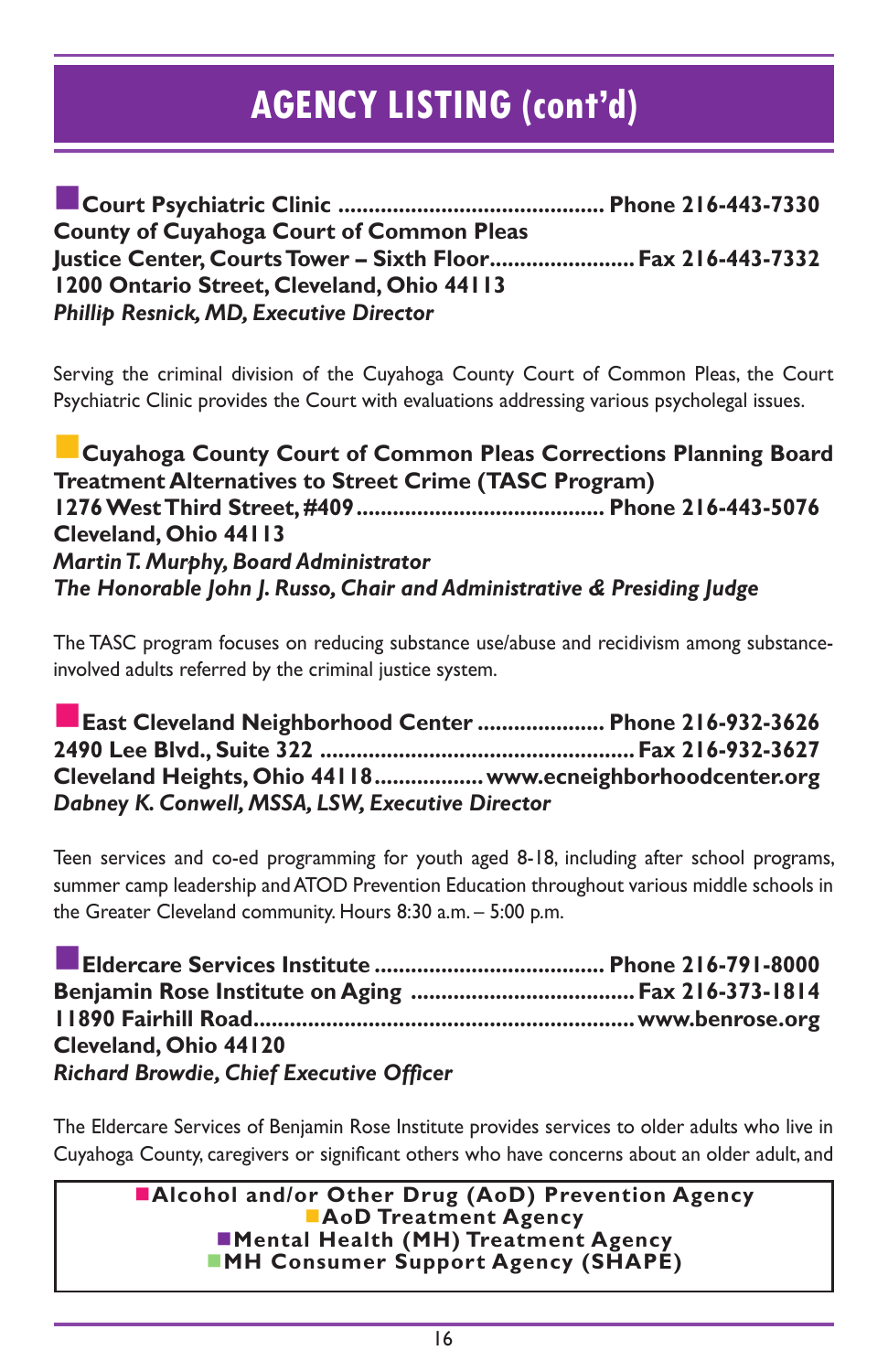# AGENCY LISTING (cont'd)

■**Court Psychiatric Clinic ............................................ Phone 216-443-7330**
**County of Cuyahoga Court of Common Pleas**
**Justice Center, Courts Tower – Sixth Floor........................ Fax 216-443-7332**
**1200 Ontario Street, Cleveland, Ohio 44113**
***Phillip Resnick, MD, Executive Director***

Serving the criminal division of the Cuyahoga County Court of Common Pleas, the Court Psychiatric Clinic provides the Court with evaluations addressing various psycholegal issues.

■**Cuyahoga County Court of Common Pleas Corrections Planning Board**
**Treatment Alternatives to Street Crime (TASC Program)**
**1276 West Third Street, #409......................................... Phone 216-443-5076**
**Cleveland, Ohio 44113**
***Martin T. Murphy, Board Administrator***
***The Honorable John J. Russo, Chair and Administrative & Presiding Judge***

The TASC program focuses on reducing substance use/abuse and recidivism among substance-involved adults referred by the criminal justice system.

■**East Cleveland Neighborhood Center ..................... Phone 216-932-3626**
**2490 Lee Blvd., Suite 322 .................................................... Fax 216-932-3627**
**Cleveland Heights, Ohio 44118.................. www.ecneighborhoodcenter.org**
***Dabney K. Conwell, MSSA, LSW, Executive Director***

Teen services and co-ed programming for youth aged 8-18, including after school programs, summer camp leadership and ATOD Prevention Education throughout various middle schools in the Greater Cleveland community. Hours 8:30 a.m. – 5:00 p.m.

■**Eldercare Services Institute ...................................... Phone 216-791-8000**
**Benjamin Rose Institute on Aging ..................................... Fax 216-373-1814**
**11890 Fairhill Road............................................................... www.benrose.org**
**Cleveland, Ohio 44120**
***Richard Browdie, Chief Executive Officer***

The Eldercare Services of Benjamin Rose Institute provides services to older adults who live in Cuyahoga County, caregivers or significant others who have concerns about an older adult, and

■**Alcohol and/or Other Drug (AoD) Prevention Agency**
■**AoD Treatment Agency**
■**Mental Health (MH) Treatment Agency**
■**MH Consumer Support Agency (SHAPE)**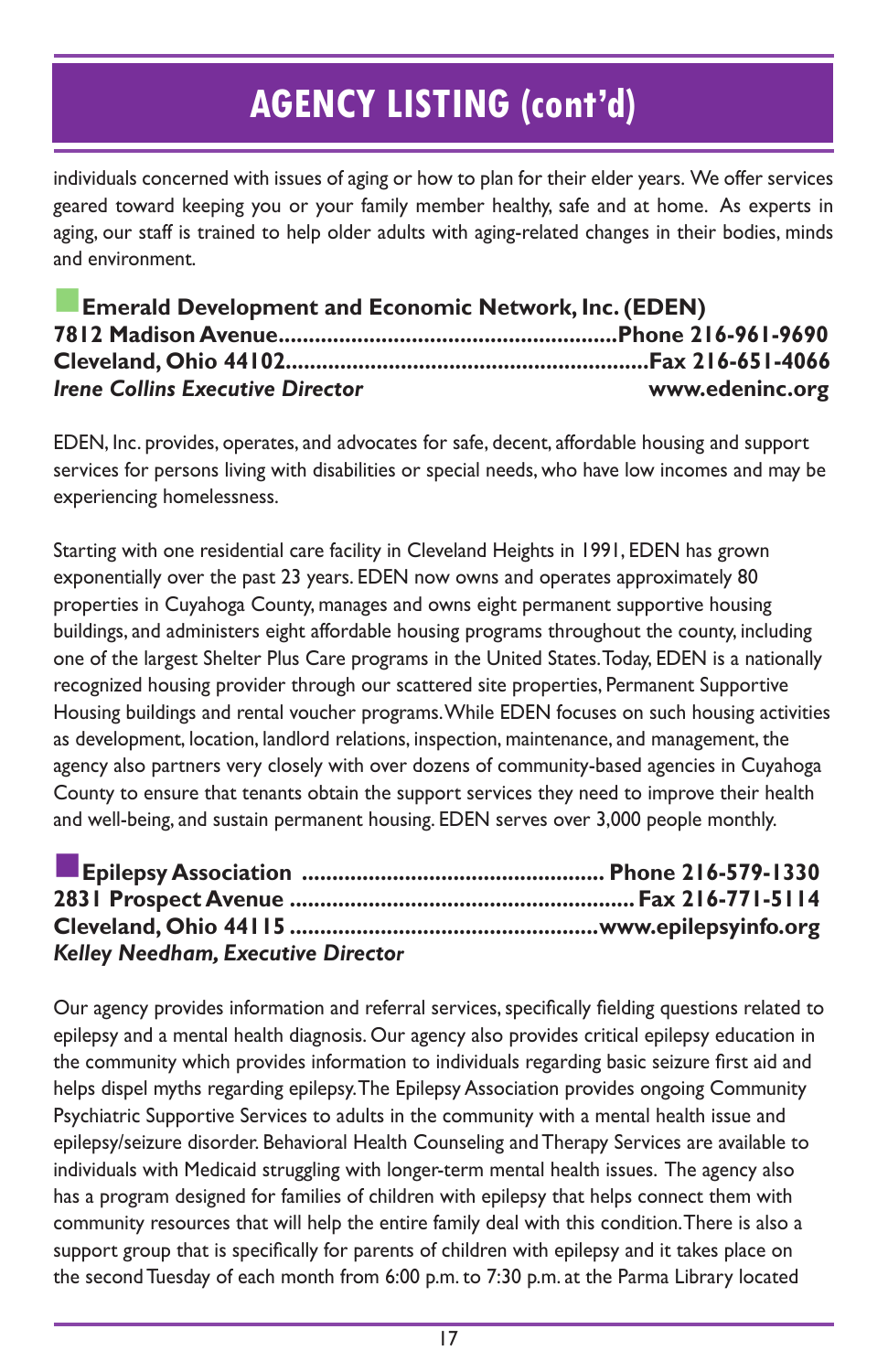# AGENCY LISTING (cont'd)

individuals concerned with issues of aging or how to plan for their elder years. We offer services geared toward keeping you or your family member healthy, safe and at home. As experts in aging, our staff is trained to help older adults with aging-related changes in their bodies, minds and environment.

**Emerald Development and Economic Network, Inc. (EDEN)**
**7812 Madison Avenue........................................................Phone 216-961-9690**
**Cleveland, Ohio 44102.........................................................Fax 216-651-4066**
***Irene Collins Executive Director*** **www.edeninc.org**

EDEN, Inc. provides, operates, and advocates for safe, decent, affordable housing and support services for persons living with disabilities or special needs, who have low incomes and may be experiencing homelessness.

Starting with one residential care facility in Cleveland Heights in 1991, EDEN has grown exponentially over the past 23 years. EDEN now owns and operates approximately 80 properties in Cuyahoga County, manages and owns eight permanent supportive housing buildings, and administers eight affordable housing programs throughout the county, including one of the largest Shelter Plus Care programs in the United States. Today, EDEN is a nationally recognized housing provider through our scattered site properties, Permanent Supportive Housing buildings and rental voucher programs. While EDEN focuses on such housing activities as development, location, landlord relations, inspection, maintenance, and management, the agency also partners very closely with over dozens of community-based agencies in Cuyahoga County to ensure that tenants obtain the support services they need to improve their health and well-being, and sustain permanent housing. EDEN serves over 3,000 people monthly.

**Epilepsy Association ................................................ Phone 216-579-1330**
**2831 Prospect Avenue ....................................................... Fax 216-771-5114**
**Cleveland, Ohio 44115 ................................................www.epilepsyinfo.org**
***Kelley Needham, Executive Director***

Our agency provides information and referral services, specifically fielding questions related to epilepsy and a mental health diagnosis. Our agency also provides critical epilepsy education in the community which provides information to individuals regarding basic seizure first aid and helps dispel myths regarding epilepsy. The Epilepsy Association provides ongoing Community Psychiatric Supportive Services to adults in the community with a mental health issue and epilepsy/seizure disorder. Behavioral Health Counseling and Therapy Services are available to individuals with Medicaid struggling with longer-term mental health issues. The agency also has a program designed for families of children with epilepsy that helps connect them with community resources that will help the entire family deal with this condition. There is also a support group that is specifically for parents of children with epilepsy and it takes place on the second Tuesday of each month from 6:00 p.m. to 7:30 p.m. at the Parma Library located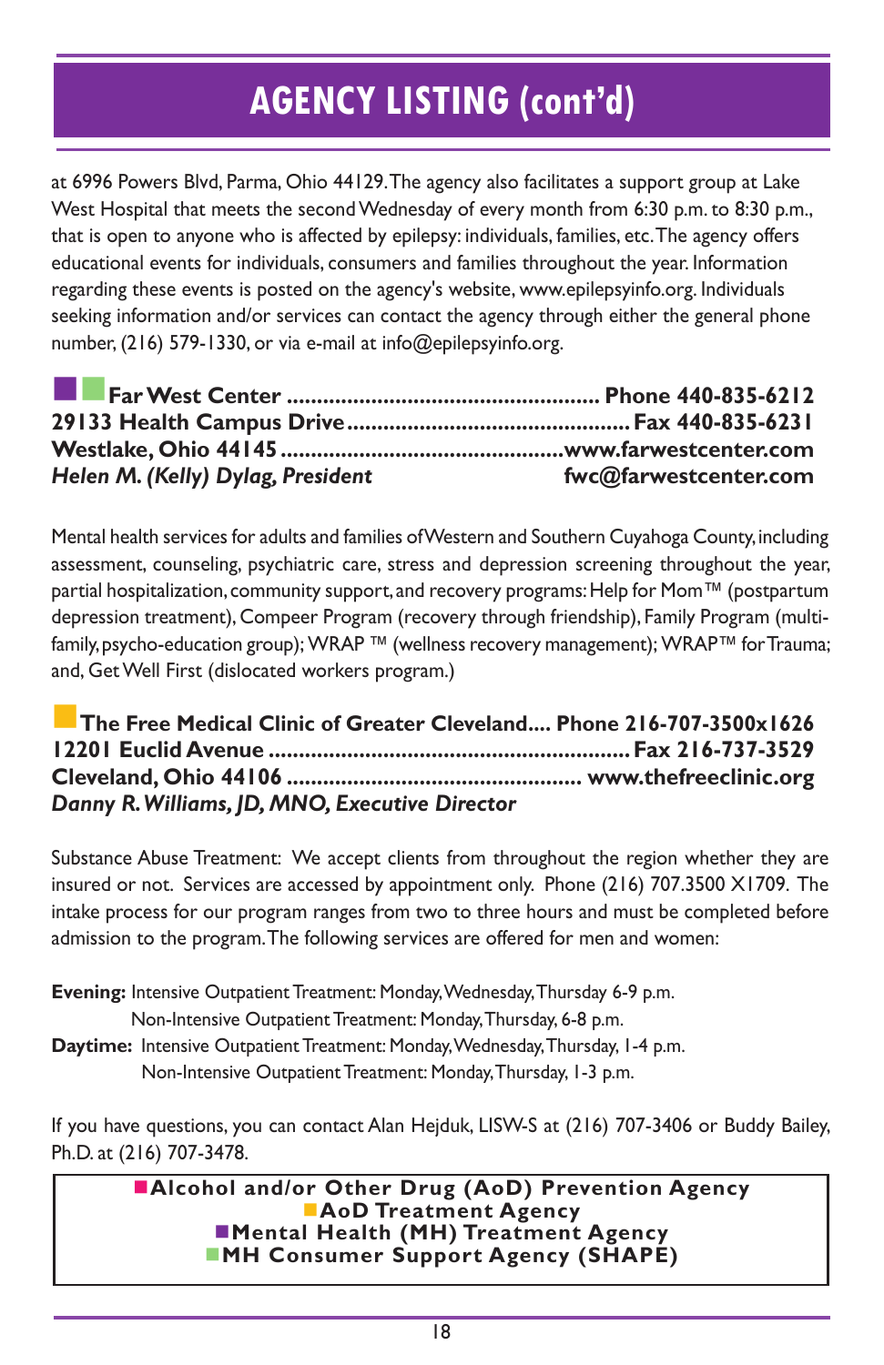# AGENCY LISTING (cont'd)

at 6996 Powers Blvd, Parma, Ohio 44129. The agency also facilitates a support group at Lake West Hospital that meets the second Wednesday of every month from 6:30 p.m. to 8:30 p.m., that is open to anyone who is affected by epilepsy: individuals, families, etc. The agency offers educational events for individuals, consumers and families throughout the year. Information regarding these events is posted on the agency's website, www.epilepsyinfo.org. Individuals seeking information and/or services can contact the agency through either the general phone number, (216) 579-1330, or via e-mail at info@epilepsyinfo.org.

■■ **Far West Center .................................................. Phone 440-835-6212**
**29133 Health Campus Drive.............................................. Fax 440-835-6231**
**Westlake, Ohio 44145 ..............................................www.farwestcenter.com**
***Helen M. (Kelly) Dylag, President*** **fwc@farwestcenter.com**

Mental health services for adults and families of Western and Southern Cuyahoga County, including assessment, counseling, psychiatric care, stress and depression screening throughout the year, partial hospitalization, community support, and recovery programs: Help for Mom™ (postpartum depression treatment), Compeer Program (recovery through friendship), Family Program (multi-family, psycho-education group); WRAP ™ (wellness recovery management); WRAP™ for Trauma; and, Get Well First (dislocated workers program.)

■ **The Free Medical Clinic of Greater Cleveland.... Phone 216-707-3500x1626**
**12201 Euclid Avenue .......................................................... Fax 216-737-3529**
**Cleveland, Ohio 44106 ............................................... www.thefreeclinic.org**
***Danny R. Williams, JD, MNO, Executive Director***

Substance Abuse Treatment: We accept clients from throughout the region whether they are insured or not. Services are accessed by appointment only. Phone (216) 707.3500 X1709. The intake process for our program ranges from two to three hours and must be completed before admission to the program. The following services are offered for men and women:

**Evening:** Intensive Outpatient Treatment: Monday, Wednesday, Thursday 6-9 p.m.
Non-Intensive Outpatient Treatment: Monday, Thursday, 6-8 p.m.
**Daytime:** Intensive Outpatient Treatment: Monday, Wednesday, Thursday, 1-4 p.m.
Non-Intensive Outpatient Treatment: Monday, Thursday, 1-3 p.m.

If you have questions, you can contact Alan Hejduk, LISW-S at (216) 707-3406 or Buddy Bailey, Ph.D. at (216) 707-3478.

■ **Alcohol and/or Other Drug (AoD) Prevention Agency**
■ **AoD Treatment Agency**
■ **Mental Health (MH) Treatment Agency**
■ **MH Consumer Support Agency (SHAPE)**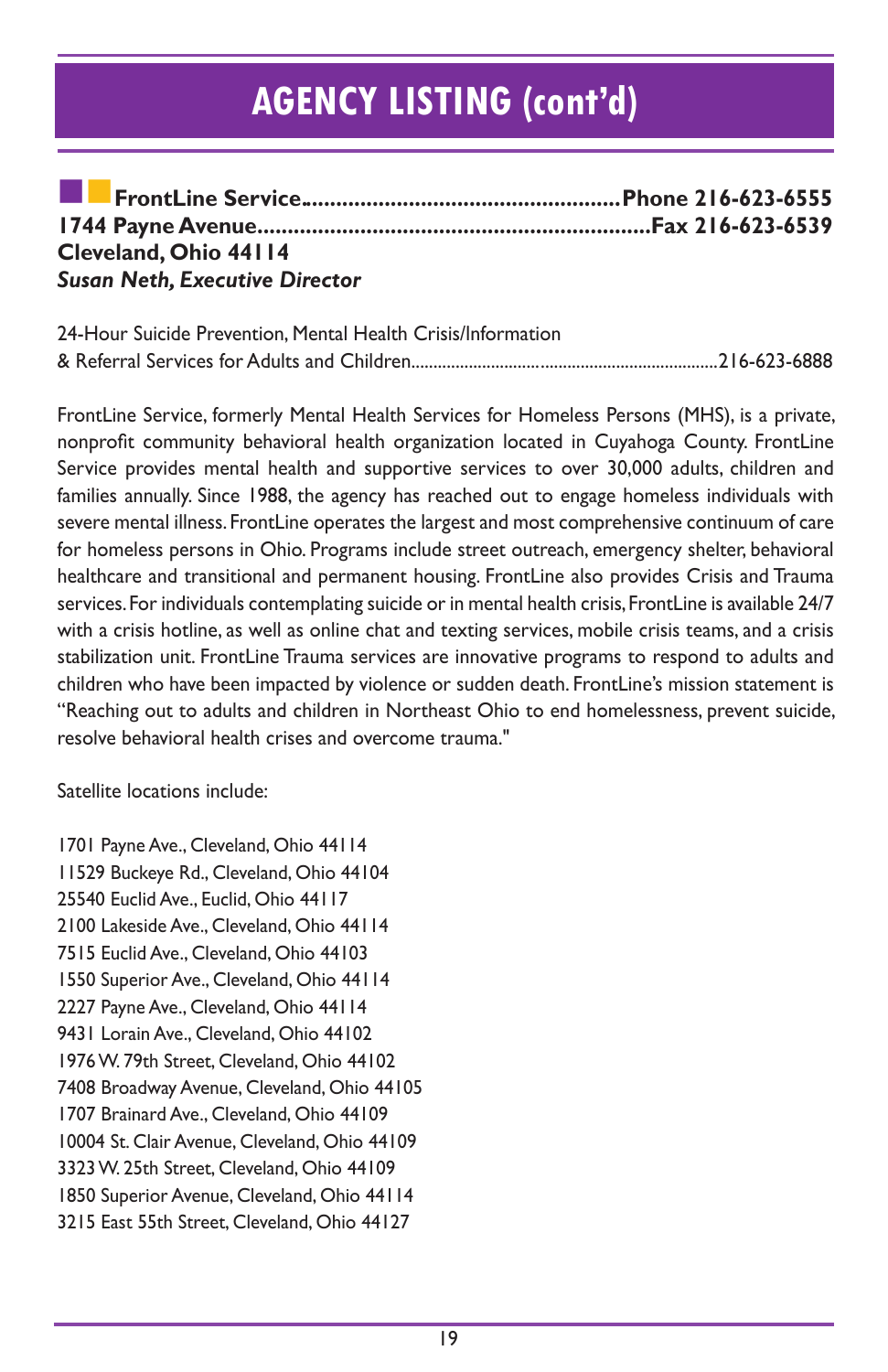# AGENCY LISTING (cont'd)

**FrontLine Service....................................................Phone 216-623-6555**
**1744 Payne Avenue..............................................................Fax 216-623-6539**
**Cleveland, Ohio 44114**
***Susan Neth, Executive Director***

24-Hour Suicide Prevention, Mental Health Crisis/Information
& Referral Services for Adults and Children.......................................................................216-623-6888

FrontLine Service, formerly Mental Health Services for Homeless Persons (MHS), is a private, nonprofit community behavioral health organization located in Cuyahoga County. FrontLine Service provides mental health and supportive services to over 30,000 adults, children and families annually. Since 1988, the agency has reached out to engage homeless individuals with severe mental illness. FrontLine operates the largest and most comprehensive continuum of care for homeless persons in Ohio. Programs include street outreach, emergency shelter, behavioral healthcare and transitional and permanent housing. FrontLine also provides Crisis and Trauma services. For individuals contemplating suicide or in mental health crisis, FrontLine is available 24/7 with a crisis hotline, as well as online chat and texting services, mobile crisis teams, and a crisis stabilization unit. FrontLine Trauma services are innovative programs to respond to adults and children who have been impacted by violence or sudden death. FrontLine's mission statement is "Reaching out to adults and children in Northeast Ohio to end homelessness, prevent suicide, resolve behavioral health crises and overcome trauma."

Satellite locations include:

1701 Payne Ave., Cleveland, Ohio 44114
11529 Buckeye Rd., Cleveland, Ohio 44104
25540 Euclid Ave., Euclid, Ohio 44117
2100 Lakeside Ave., Cleveland, Ohio 44114
7515 Euclid Ave., Cleveland, Ohio 44103
1550 Superior Ave., Cleveland, Ohio 44114
2227 Payne Ave., Cleveland, Ohio 44114
9431 Lorain Ave., Cleveland, Ohio 44102
1976 W. 79th Street, Cleveland, Ohio 44102
7408 Broadway Avenue, Cleveland, Ohio 44105
1707 Brainard Ave., Cleveland, Ohio 44109
10004 St. Clair Avenue, Cleveland, Ohio 44109
3323 W. 25th Street, Cleveland, Ohio 44109
1850 Superior Avenue, Cleveland, Ohio 44114
3215 East 55th Street, Cleveland, Ohio 44127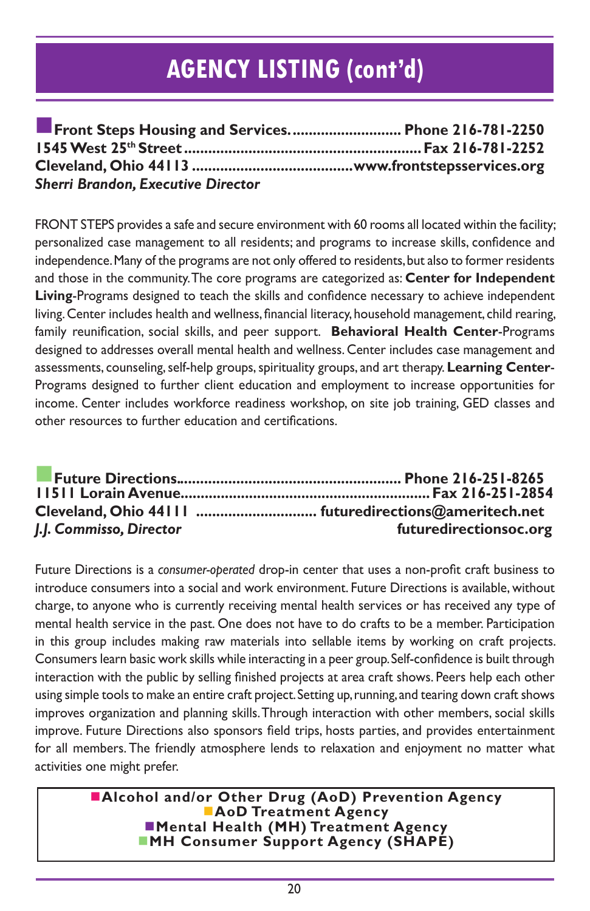# AGENCY LISTING (cont'd)

■ **Front Steps Housing and Services** ........................... **Phone 216-781-2250**
**1545 West 25th Street** .......................................................... **Fax 216-781-2252**
**Cleveland, Ohio 44113** ....................................... **www.frontstepsservices.org**
***Sherri Brandon, Executive Director***

FRONT STEPS provides a safe and secure environment with 60 rooms all located within the facility; personalized case management to all residents; and programs to increase skills, confidence and independence. Many of the programs are not only offered to residents, but also to former residents and those in the community. The core programs are categorized as: **Center for Independent Living**-Programs designed to teach the skills and confidence necessary to achieve independent living. Center includes health and wellness, financial literacy, household management, child rearing, family reunification, social skills, and peer support. **Behavioral Health Center**-Programs designed to addresses overall mental health and wellness. Center includes case management and assessments, counseling, self-help groups, spirituality groups, and art therapy. **Learning Center**-Programs designed to further client education and employment to increase opportunities for income. Center includes workforce readiness workshop, on site job training, GED classes and other resources to further education and certifications.

■ **Future Directions**....................................................... **Phone 216-251-8265**
**11511 Lorain Avenue**.............................................................. **Fax 216-251-2854**
**Cleveland, Ohio 44111** .............................. **futuredirections@ameritech.net**
***J.J. Commisso, Director*** **futuredirectionsoc.org**

Future Directions is a *consumer-operated* drop-in center that uses a non-profit craft business to introduce consumers into a social and work environment. Future Directions is available, without charge, to anyone who is currently receiving mental health services or has received any type of mental health service in the past. One does not have to do crafts to be a member. Participation in this group includes making raw materials into sellable items by working on craft projects. Consumers learn basic work skills while interacting in a peer group. Self-confidence is built through interaction with the public by selling finished projects at area craft shows. Peers help each other using simple tools to make an entire craft project. Setting up, running, and tearing down craft shows improves organization and planning skills. Through interaction with other members, social skills improve. Future Directions also sponsors field trips, hosts parties, and provides entertainment for all members. The friendly atmosphere lends to relaxation and enjoyment no matter what activities one might prefer.

■ **Alcohol and/or Other Drug (AoD) Prevention Agency**
■ **AoD Treatment Agency**
■ **Mental Health (MH) Treatment Agency**
■ **MH Consumer Support Agency (SHAPE)**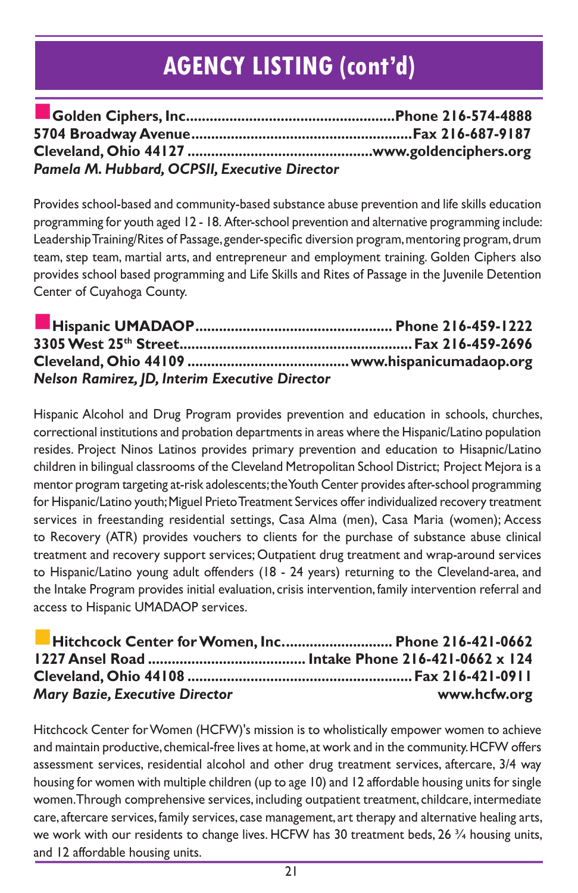# AGENCY LISTING (cont'd)

**Golden Ciphers, Inc.......................................................Phone 216-574-4888**
**5704 Broadway Avenue.......................................................Fax 216-687-9187**
**Cleveland, Ohio 44127 ..............................................www.goldenciphers.org**
***Pamela M. Hubbard, OCPSII, Executive Director***

Provides school-based and community-based substance abuse prevention and life skills education programming for youth aged 12 - 18. After-school prevention and alternative programming include: Leadership Training/Rites of Passage, gender-specific diversion program, mentoring program, drum team, step team, martial arts, and entrepreneur and employment training. Golden Ciphers also provides school based programming and Life Skills and Rites of Passage in the Juvenile Detention Center of Cuyahoga County.

**Hispanic UMADAOP................................................. Phone 216-459-1222**
**3305 West 25th Street.......................................................... Fax 216-459-2696**
**Cleveland, Ohio 44109 .......................................www.hispanicumadaop.org**
***Nelson Ramirez, JD, Interim Executive Director***

Hispanic Alcohol and Drug Program provides prevention and education in schools, churches, correctional institutions and probation departments in areas where the Hispanic/Latino population resides. Project Ninos Latinos provides primary prevention and education to Hisapnic/Latino children in bilingual classrooms of the Cleveland Metropolitan School District; Project Mejora is a mentor program targeting at-risk adolescents; the Youth Center provides after-school programming for Hispanic/Latino youth; Miguel Prieto Treatment Services offer individualized recovery treatment services in freestanding residential settings, Casa Alma (men), Casa Maria (women); Access to Recovery (ATR) provides vouchers to clients for the purchase of substance abuse clinical treatment and recovery support services; Outpatient drug treatment and wrap-around services to Hispanic/Latino young adult offenders (18 - 24 years) returning to the Cleveland-area, and the Intake Program provides initial evaluation, crisis intervention, family intervention referral and access to Hispanic UMADAOP services.

**Hitchcock Center for Women, Inc........................... Phone 216-421-0662**
**1227 Ansel Road ....................................... Intake Phone 216-421-0662 x 124**
**Cleveland, Ohio 44108 ........................................................ Fax 216-421-0911**
***Mary Bazie, Executive Director*** **www.hcfw.org**

Hitchcock Center for Women (HCFW)'s mission is to wholistically empower women to achieve and maintain productive, chemical-free lives at home, at work and in the community. HCFW offers assessment services, residential alcohol and other drug treatment services, aftercare, 3/4 way housing for women with multiple children (up to age 10) and 12 affordable housing units for single women. Through comprehensive services, including outpatient treatment, childcare, intermediate care, aftercare services, family services, case management, art therapy and alternative healing arts, we work with our residents to change lives. HCFW has 30 treatment beds, 26 ¾ housing units, and 12 affordable housing units.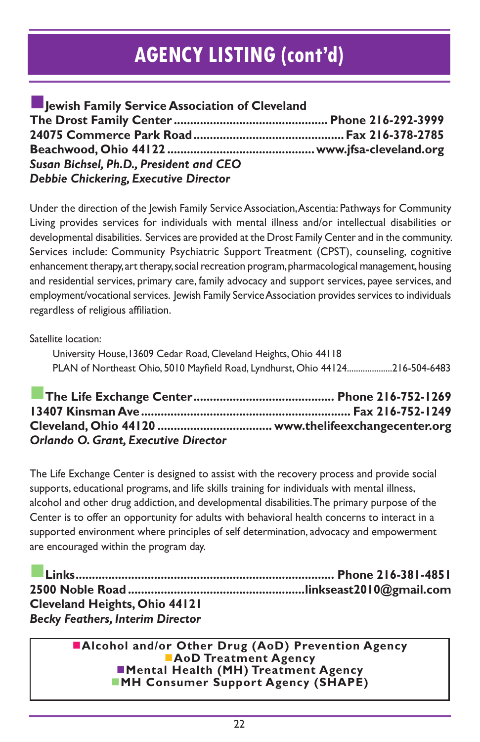# AGENCY LISTING (cont'd)

■ **Jewish Family Service Association of Cleveland**
**The Drost Family Center ............................................. Phone 216-292-3999**
**24075 Commerce Park Road ............................................ Fax 216-378-2785**
**Beachwood, Ohio 44122 ............................................ www.jfsa-cleveland.org**
***Susan Bichsel, Ph.D., President and CEO***
***Debbie Chickering, Executive Director***

Under the direction of the Jewish Family Service Association, Ascentia: Pathways for Community Living provides services for individuals with mental illness and/or intellectual disabilities or developmental disabilities. Services are provided at the Drost Family Center and in the community. Services include: Community Psychiatric Support Treatment (CPST), counseling, cognitive enhancement therapy, art therapy, social recreation program, pharmacological management, housing and residential services, primary care, family advocacy and support services, payee services, and employment/vocational services. Jewish Family Service Association provides services to individuals regardless of religious affiliation.

Satellite location:

University House, 13609 Cedar Road, Cleveland Heights, Ohio 44118
PLAN of Northeast Ohio, 5010 Mayfield Road, Lyndhurst, Ohio 44124....................216-504-6483

■ **The Life Exchange Center .......................................... Phone 216-752-1269**
**13407 Kinsman Ave ............................................................... Fax 216-752-1249**
**Cleveland, Ohio 44120 .................................. www.thelifeexchangecenter.org**
***Orlando O. Grant, Executive Director***

The Life Exchange Center is designed to assist with the recovery process and provide social supports, educational programs, and life skills training for individuals with mental illness, alcohol and other drug addiction, and developmental disabilities. The primary purpose of the Center is to offer an opportunity for adults with behavioral health concerns to interact in a supported environment where principles of self determination, advocacy and empowerment are encouraged within the program day.

■ **Links ............................................................................ Phone 216-381-4851**
**2500 Noble Road .................................................... linkseast2010@gmail.com**
**Cleveland Heights, Ohio 44121**
***Becky Feathers, Interim Director***

■ **Alcohol and/or Other Drug (AoD) Prevention Agency**
■ **AoD Treatment Agency**
■ **Mental Health (MH) Treatment Agency**
■ **MH Consumer Support Agency (SHAPE)**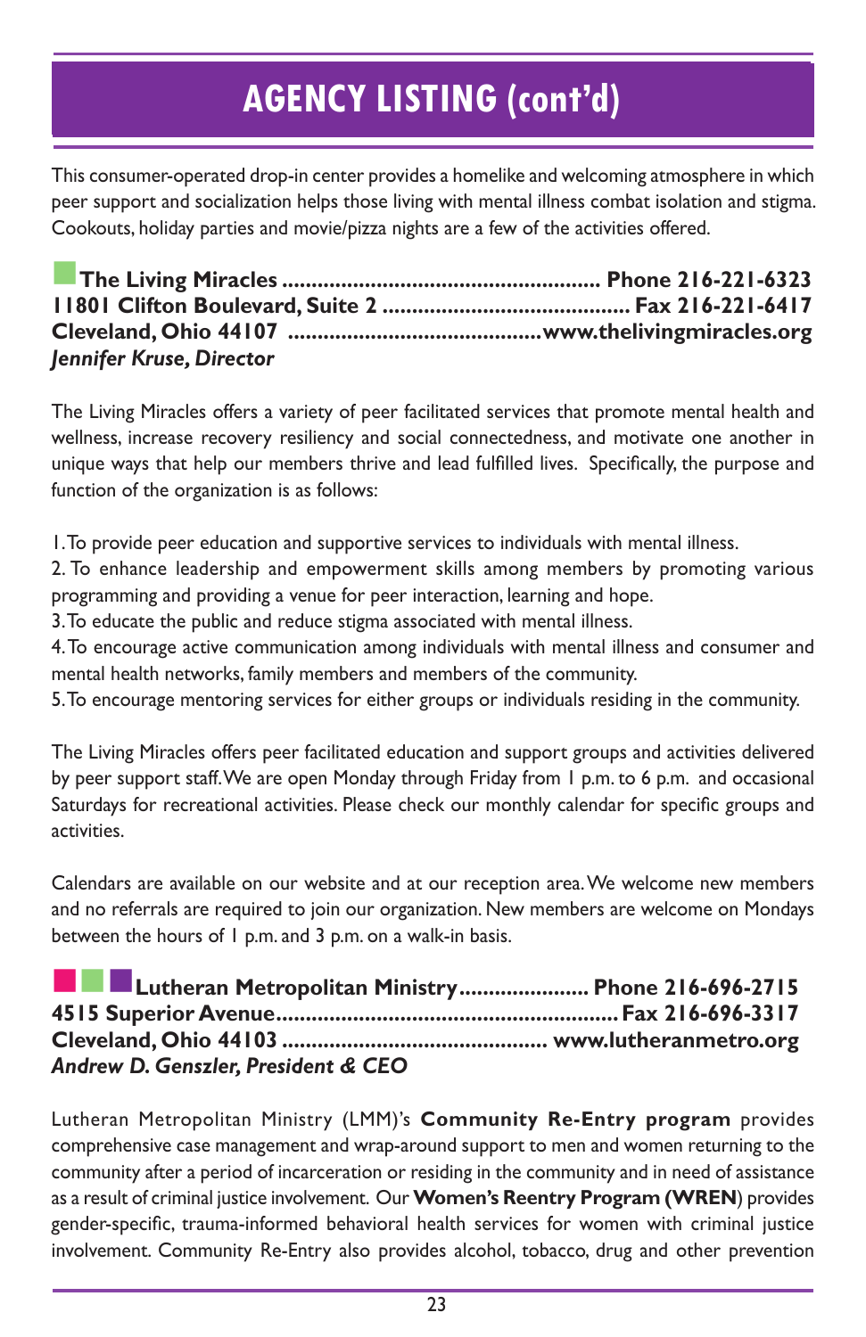# AGENCY LISTING (cont'd)

This consumer-operated drop-in center provides a homelike and welcoming atmosphere in which peer support and socialization helps those living with mental illness combat isolation and stigma. Cookouts, holiday parties and movie/pizza nights are a few of the activities offered.

**The Living Miracles ...................................................... Phone 216-221-6323**
**11801 Clifton Boulevard, Suite 2 ......................................... Fax 216-221-6417**
**Cleveland, Ohio 44107 ..........................................www.thelivingmiracles.org**
***Jennifer Kruse, Director***

The Living Miracles offers a variety of peer facilitated services that promote mental health and wellness, increase recovery resiliency and social connectedness, and motivate one another in unique ways that help our members thrive and lead fulfilled lives. Specifically, the purpose and function of the organization is as follows:

1. To provide peer education and supportive services to individuals with mental illness.
2. To enhance leadership and empowerment skills among members by promoting various programming and providing a venue for peer interaction, learning and hope.
3. To educate the public and reduce stigma associated with mental illness.
4. To encourage active communication among individuals with mental illness and consumer and mental health networks, family members and members of the community.
5. To encourage mentoring services for either groups or individuals residing in the community.

The Living Miracles offers peer facilitated education and support groups and activities delivered by peer support staff. We are open Monday through Friday from 1 p.m. to 6 p.m. and occasional Saturdays for recreational activities. Please check our monthly calendar for specific groups and activities.

Calendars are available on our website and at our reception area. We welcome new members and no referrals are required to join our organization. New members are welcome on Mondays between the hours of 1 p.m. and 3 p.m. on a walk-in basis.

**Lutheran Metropolitan Ministry...................... Phone 216-696-2715**
**4515 Superior Avenue......................................................... Fax 216-696-3317**
**Cleveland, Ohio 44103 ........................................... www.lutheranmetro.org**
***Andrew D. Genszler, President & CEO***

Lutheran Metropolitan Ministry (LMM)'s **Community Re-Entry program** provides comprehensive case management and wrap-around support to men and women returning to the community after a period of incarceration or residing in the community and in need of assistance as a result of criminal justice involvement. Our **Women's Reentry Program (WREN**) provides gender-specific, trauma-informed behavioral health services for women with criminal justice involvement. Community Re-Entry also provides alcohol, tobacco, drug and other prevention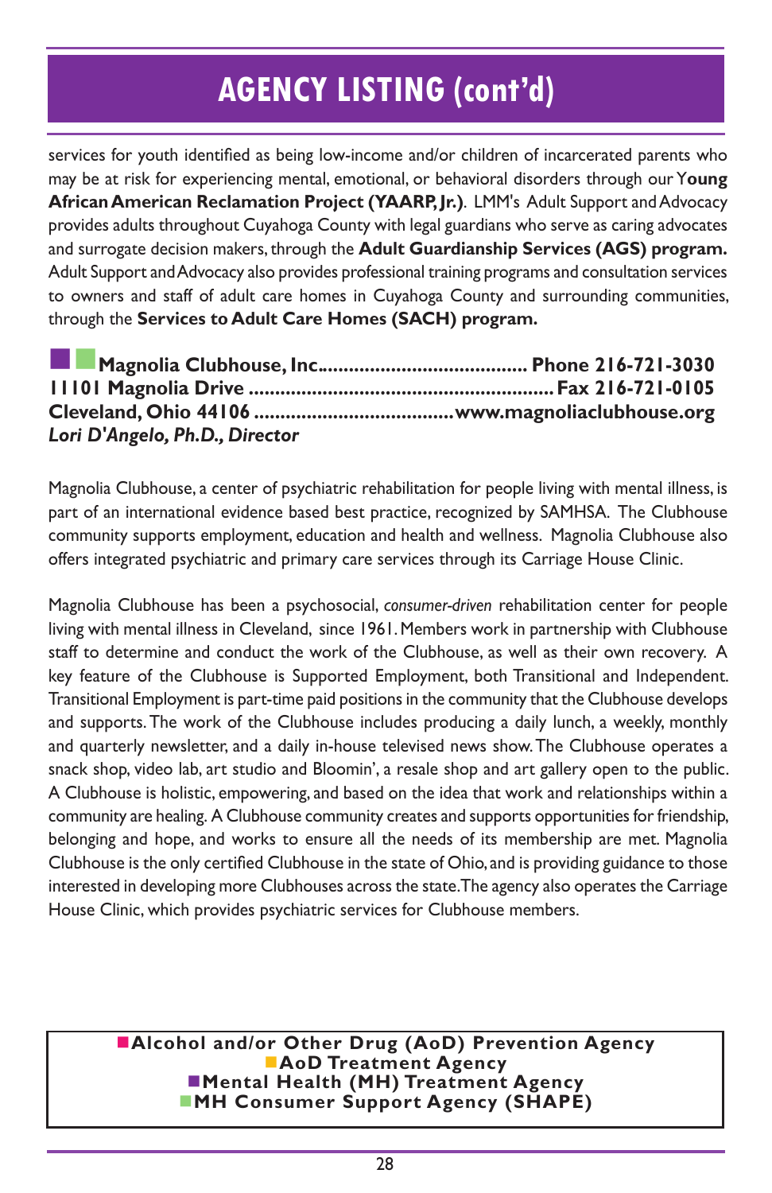# AGENCY LISTING (cont'd)

services for youth identified as being low-income and/or children of incarcerated parents who may be at risk for experiencing mental, emotional, or behavioral disorders through our **Young African American Reclamation Project (YAARP, Jr.)**. LMM's Adult Support and Advocacy provides adults throughout Cuyahoga County with legal guardians who serve as caring advocates and surrogate decision makers, through the **Adult Guardianship Services (AGS) program.** Adult Support and Advocacy also provides professional training programs and consultation services to owners and staff of adult care homes in Cuyahoga County and surrounding communities, through the **Services to Adult Care Homes (SACH) program.**

**■■ Magnolia Clubhouse, Inc....................................... Phone 216-721-3030**
**11101 Magnolia Drive ........................................................ Fax 216-721-0105**
**Cleveland, Ohio 44106 ..................................... www.magnoliaclubhouse.org**
***Lori D'Angelo, Ph.D., Director***

Magnolia Clubhouse, a center of psychiatric rehabilitation for people living with mental illness, is part of an international evidence based best practice, recognized by SAMHSA. The Clubhouse community supports employment, education and health and wellness. Magnolia Clubhouse also offers integrated psychiatric and primary care services through its Carriage House Clinic.

Magnolia Clubhouse has been a psychosocial, *consumer-driven* rehabilitation center for people living with mental illness in Cleveland, since 1961. Members work in partnership with Clubhouse staff to determine and conduct the work of the Clubhouse, as well as their own recovery. A key feature of the Clubhouse is Supported Employment, both Transitional and Independent. Transitional Employment is part-time paid positions in the community that the Clubhouse develops and supports. The work of the Clubhouse includes producing a daily lunch, a weekly, monthly and quarterly newsletter, and a daily in-house televised news show. The Clubhouse operates a snack shop, video lab, art studio and Bloomin', a resale shop and art gallery open to the public. A Clubhouse is holistic, empowering, and based on the idea that work and relationships within a community are healing. A Clubhouse community creates and supports opportunities for friendship, belonging and hope, and works to ensure all the needs of its membership are met. Magnolia Clubhouse is the only certified Clubhouse in the state of Ohio, and is providing guidance to those interested in developing more Clubhouses across the state. The agency also operates the Carriage House Clinic, which provides psychiatric services for Clubhouse members.

**■ Alcohol and/or Other Drug (AoD) Prevention Agency**
**■ AoD Treatment Agency**
**■ Mental Health (MH) Treatment Agency**
**■ MH Consumer Support Agency (SHAPE)**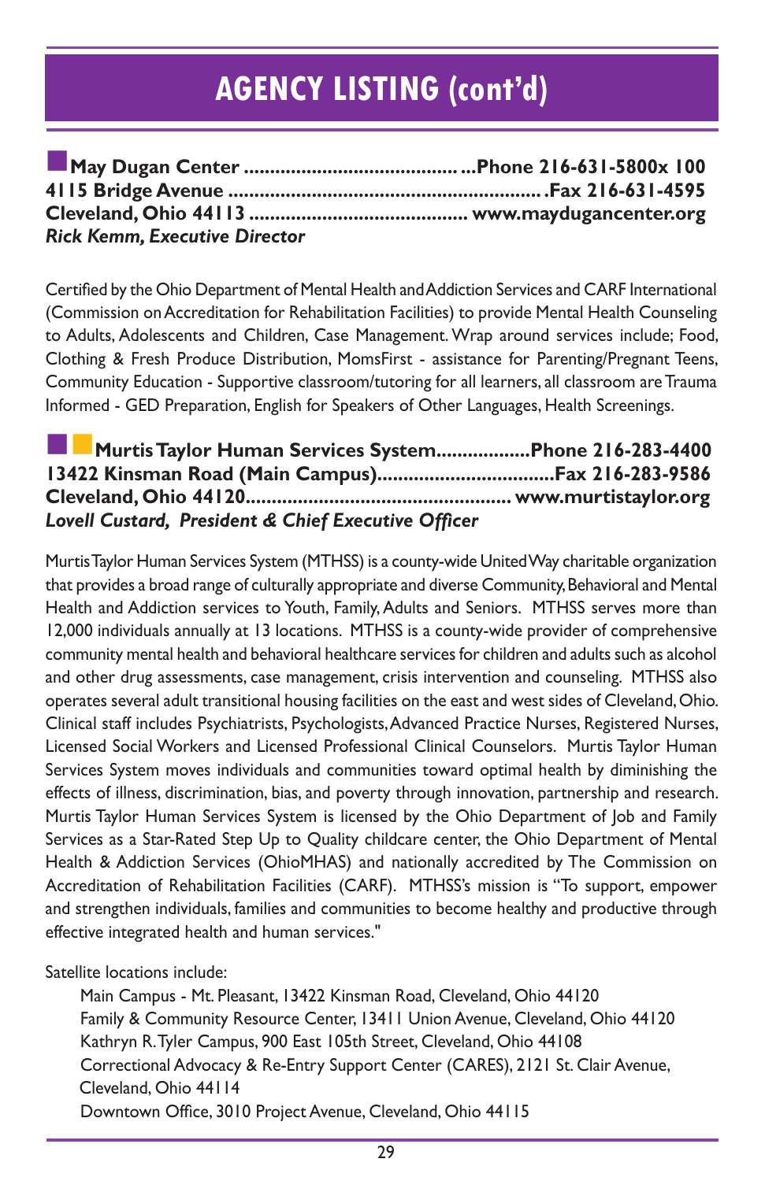# AGENCY LISTING (cont'd)

**May Dugan Center ......................................... Phone 216-631-5800x 100**
**4115 Bridge Avenue ........................................................... Fax 216-631-4595**
**Cleveland, Ohio 44113 ......................................... www.maydugancenter.org**
***Rick Kemm, Executive Director***

Certified by the Ohio Department of Mental Health and Addiction Services and CARF International (Commission on Accreditation for Rehabilitation Facilities) to provide Mental Health Counseling to Adults, Adolescents and Children, Case Management. Wrap around services include; Food, Clothing & Fresh Produce Distribution, MomsFirst - assistance for Parenting/Pregnant Teens, Community Education - Supportive classroom/tutoring for all learners, all classroom are Trauma Informed - GED Preparation, English for Speakers of Other Languages, Health Screenings.

**Murtis Taylor Human Services System.................Phone 216-283-4400**
**13422 Kinsman Road (Main Campus).................................Fax 216-283-9586**
**Cleveland, Ohio 44120................................................. www.murtistaylor.org**
***Lovell Custard, President & Chief Executive Officer***

Murtis Taylor Human Services System (MTHSS) is a county-wide United Way charitable organization that provides a broad range of culturally appropriate and diverse Community, Behavioral and Mental Health and Addiction services to Youth, Family, Adults and Seniors. MTHSS serves more than 12,000 individuals annually at 13 locations. MTHSS is a county-wide provider of comprehensive community mental health and behavioral healthcare services for children and adults such as alcohol and other drug assessments, case management, crisis intervention and counseling. MTHSS also operates several adult transitional housing facilities on the east and west sides of Cleveland, Ohio. Clinical staff includes Psychiatrists, Psychologists, Advanced Practice Nurses, Registered Nurses, Licensed Social Workers and Licensed Professional Clinical Counselors. Murtis Taylor Human Services System moves individuals and communities toward optimal health by diminishing the effects of illness, discrimination, bias, and poverty through innovation, partnership and research. Murtis Taylor Human Services System is licensed by the Ohio Department of Job and Family Services as a Star-Rated Step Up to Quality childcare center, the Ohio Department of Mental Health & Addiction Services (OhioMHAS) and nationally accredited by The Commission on Accreditation of Rehabilitation Facilities (CARF). MTHSS's mission is "To support, empower and strengthen individuals, families and communities to become healthy and productive through effective integrated health and human services."

Satellite locations include:

- Main Campus - Mt. Pleasant, 13422 Kinsman Road, Cleveland, Ohio 44120
- Family & Community Resource Center, 13411 Union Avenue, Cleveland, Ohio 44120
- Kathryn R. Tyler Campus, 900 East 105th Street, Cleveland, Ohio 44108
- Correctional Advocacy & Re-Entry Support Center (CARES), 2121 St. Clair Avenue, Cleveland, Ohio 44114
- Downtown Office, 3010 Project Avenue, Cleveland, Ohio 44115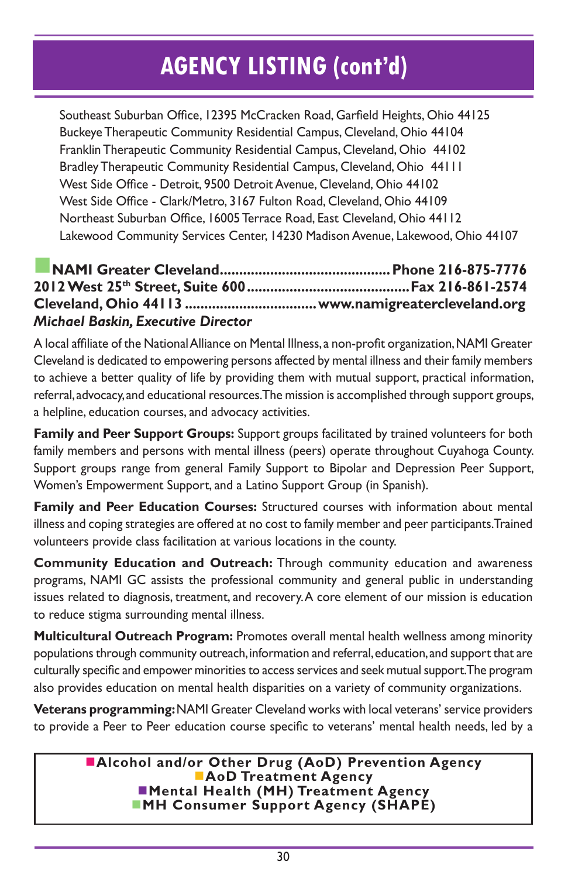# AGENCY LISTING (cont'd)

Southeast Suburban Office, 12395 McCracken Road, Garfield Heights, Ohio 44125
Buckeye Therapeutic Community Residential Campus, Cleveland, Ohio 44104
Franklin Therapeutic Community Residential Campus, Cleveland, Ohio 44102
Bradley Therapeutic Community Residential Campus, Cleveland, Ohio 44111
West Side Office - Detroit, 9500 Detroit Avenue, Cleveland, Ohio 44102
West Side Office - Clark/Metro, 3167 Fulton Road, Cleveland, Ohio 44109
Northeast Suburban Office, 16005 Terrace Road, East Cleveland, Ohio 44112
Lakewood Community Services Center, 14230 Madison Avenue, Lakewood, Ohio 44107

**NAMI Greater Cleveland.......................................... Phone 216-875-7776**
**2012 West 25th Street, Suite 600......................................... Fax 216-861-2574**
**Cleveland, Ohio 44113 ................................. www.namigreatercleveland.org**
***Michael Baskin, Executive Director***

A local affiliate of the National Alliance on Mental Illness, a non-profit organization, NAMI Greater Cleveland is dedicated to empowering persons affected by mental illness and their family members to achieve a better quality of life by providing them with mutual support, practical information, referral, advocacy, and educational resources. The mission is accomplished through support groups, a helpline, education courses, and advocacy activities.

**Family and Peer Support Groups:** Support groups facilitated by trained volunteers for both family members and persons with mental illness (peers) operate throughout Cuyahoga County. Support groups range from general Family Support to Bipolar and Depression Peer Support, Women's Empowerment Support, and a Latino Support Group (in Spanish).

**Family and Peer Education Courses:** Structured courses with information about mental illness and coping strategies are offered at no cost to family member and peer participants. Trained volunteers provide class facilitation at various locations in the county.

**Community Education and Outreach:** Through community education and awareness programs, NAMI GC assists the professional community and general public in understanding issues related to diagnosis, treatment, and recovery. A core element of our mission is education to reduce stigma surrounding mental illness.

**Multicultural Outreach Program:** Promotes overall mental health wellness among minority populations through community outreach, information and referral, education, and support that are culturally specific and empower minorities to access services and seek mutual support. The program also provides education on mental health disparities on a variety of community organizations.

**Veterans programming:** NAMI Greater Cleveland works with local veterans' service providers to provide a Peer to Peer education course specific to veterans' mental health needs, led by a

**■Alcohol and/or Other Drug (AoD) Prevention Agency**
**■AoD Treatment Agency**
**■Mental Health (MH) Treatment Agency**
**■MH Consumer Support Agency (SHAPE)**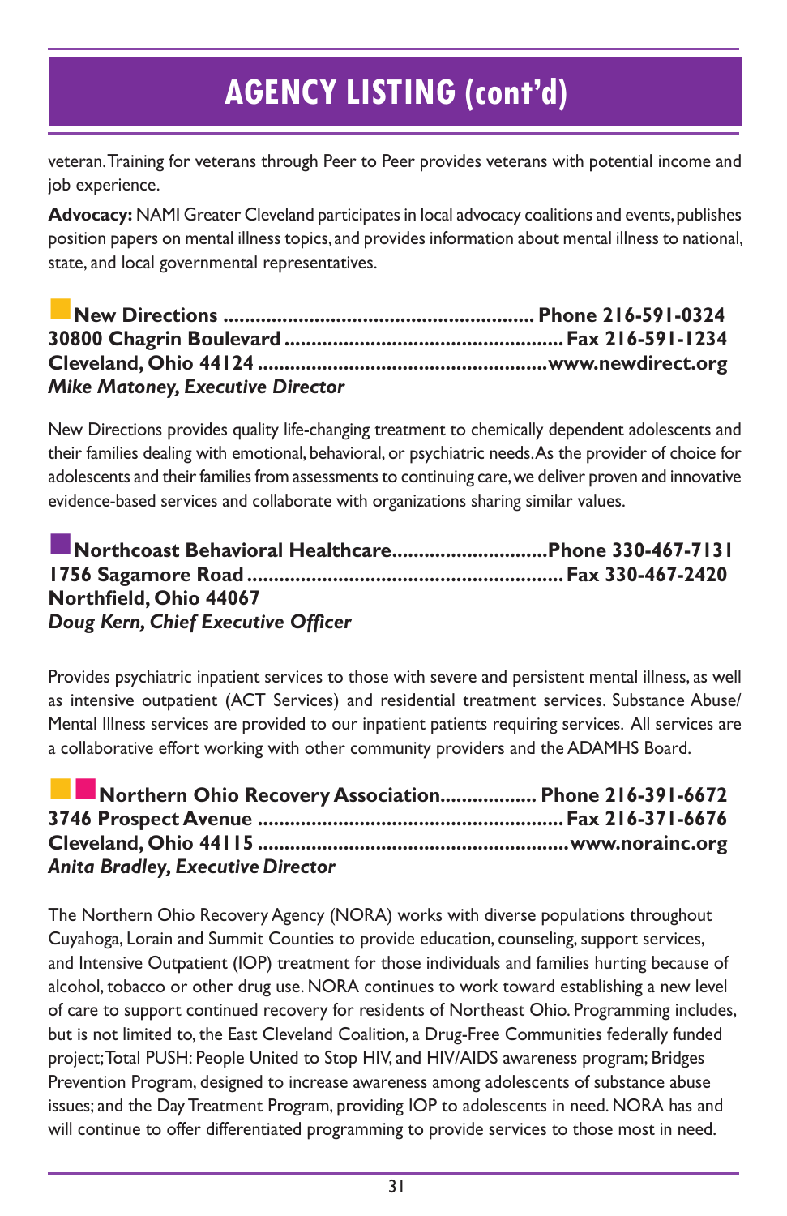# AGENCY LISTING (cont'd)

veteran. Training for veterans through Peer to Peer provides veterans with potential income and job experience.

**Advocacy:** NAMI Greater Cleveland participates in local advocacy coalitions and events, publishes position papers on mental illness topics, and provides information about mental illness to national, state, and local governmental representatives.

**New Directions ........................................................ Phone 216-591-0324**
**30800 Chagrin Boulevard .................................................. Fax 216-591-1234**
**Cleveland, Ohio 44124 ...................................................www.newdirect.org**
***Mike Matoney, Executive Director***

New Directions provides quality life-changing treatment to chemically dependent adolescents and their families dealing with emotional, behavioral, or psychiatric needs. As the provider of choice for adolescents and their families from assessments to continuing care, we deliver proven and innovative evidence-based services and collaborate with organizations sharing similar values.

**Northcoast Behavioral Healthcare............................Phone 330-467-7131**
**1756 Sagamore Road ......................................................... Fax 330-467-2420**
**Northfield, Ohio 44067**
***Doug Kern, Chief Executive Officer***

Provides psychiatric inpatient services to those with severe and persistent mental illness, as well as intensive outpatient (ACT Services) and residential treatment services. Substance Abuse/ Mental Illness services are provided to our inpatient patients requiring services. All services are a collaborative effort working with other community providers and the ADAMHS Board.

**Northern Ohio Recovery Association................. Phone 216-391-6672**
**3746 Prospect Avenue ....................................................... Fax 216-371-6676**
**Cleveland, Ohio 44115 .......................................................www.norainc.org**
***Anita Bradley, Executive Director***

The Northern Ohio Recovery Agency (NORA) works with diverse populations throughout Cuyahoga, Lorain and Summit Counties to provide education, counseling, support services, and Intensive Outpatient (IOP) treatment for those individuals and families hurting because of alcohol, tobacco or other drug use. NORA continues to work toward establishing a new level of care to support continued recovery for residents of Northeast Ohio. Programming includes, but is not limited to, the East Cleveland Coalition, a Drug-Free Communities federally funded project; Total PUSH: People United to Stop HIV, and HIV/AIDS awareness program; Bridges Prevention Program, designed to increase awareness among adolescents of substance abuse issues; and the Day Treatment Program, providing IOP to adolescents in need. NORA has and will continue to offer differentiated programming to provide services to those most in need.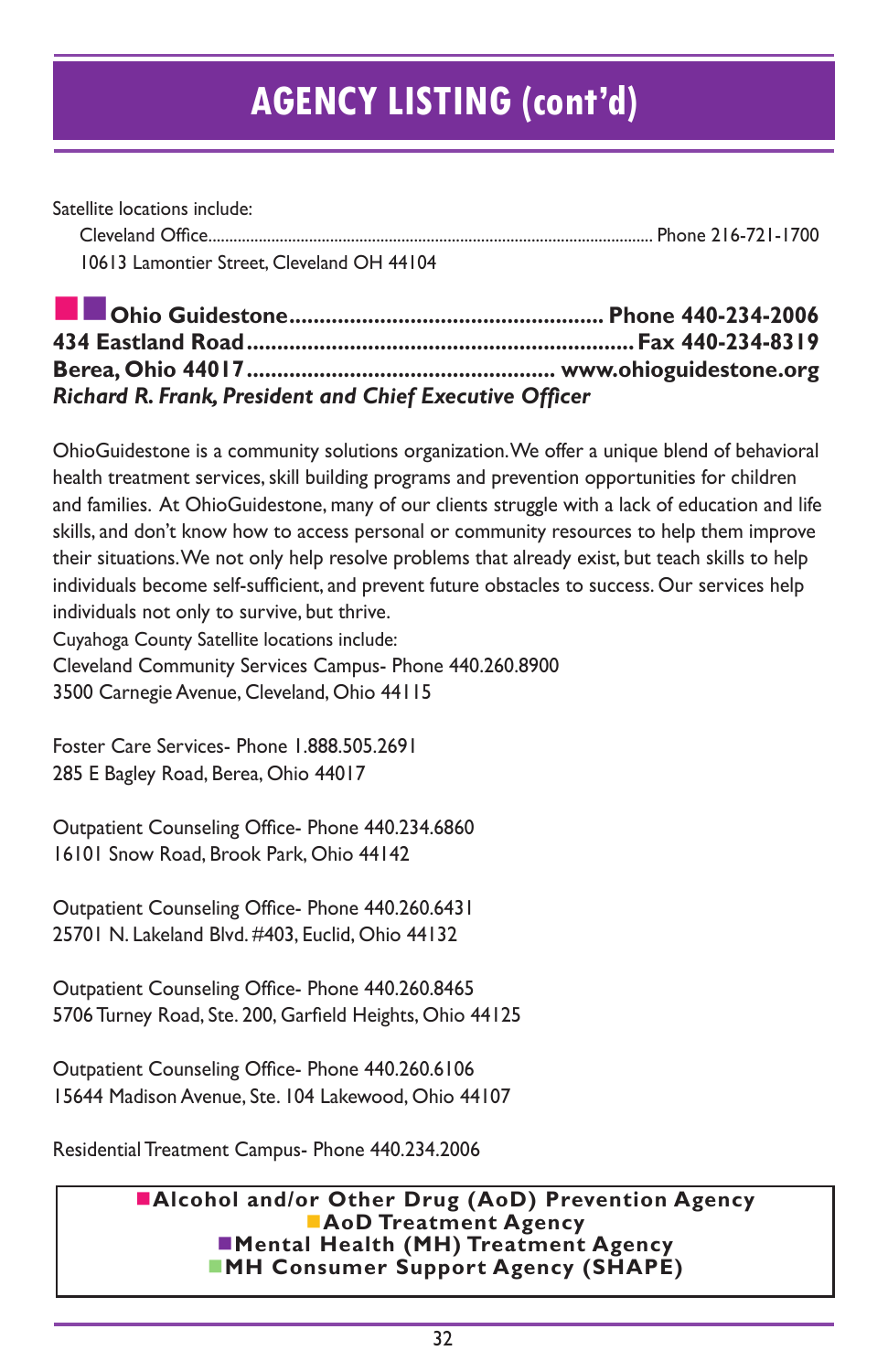# AGENCY LISTING (cont'd)

Satellite locations include:

Cleveland Office........................................................................................................ Phone 216-721-1700
10613 Lamontier Street, Cleveland OH 44104

**■■ Ohio Guidestone.................................................... Phone 440-234-2006**
**434 Eastland Road.................................................................. Fax 440-234-8319**
**Berea, Ohio 44017.................................................. www.ohioguidestone.org**
***Richard R. Frank, President and Chief Executive Officer***

OhioGuidestone is a community solutions organization. We offer a unique blend of behavioral health treatment services, skill building programs and prevention opportunities for children and families. At OhioGuidestone, many of our clients struggle with a lack of education and life skills, and don't know how to access personal or community resources to help them improve their situations. We not only help resolve problems that already exist, but teach skills to help individuals become self-sufficient, and prevent future obstacles to success. Our services help individuals not only to survive, but thrive.
Cuyahoga County Satellite locations include:
Cleveland Community Services Campus- Phone 440.260.8900
3500 Carnegie Avenue, Cleveland, Ohio 44115

Foster Care Services- Phone 1.888.505.2691
285 E Bagley Road, Berea, Ohio 44017

Outpatient Counseling Office- Phone 440.234.6860
16101 Snow Road, Brook Park, Ohio 44142

Outpatient Counseling Office- Phone 440.260.6431
25701 N. Lakeland Blvd. #403, Euclid, Ohio 44132

Outpatient Counseling Office- Phone 440.260.8465
5706 Turney Road, Ste. 200, Garfield Heights, Ohio 44125

Outpatient Counseling Office- Phone 440.260.6106
15644 Madison Avenue, Ste. 104 Lakewood, Ohio 44107

Residential Treatment Campus- Phone 440.234.2006

**■ Alcohol and/or Other Drug (AoD) Prevention Agency**
**■ AoD Treatment Agency**
**■ Mental Health (MH) Treatment Agency**
**■ MH Consumer Support Agency (SHAPE)**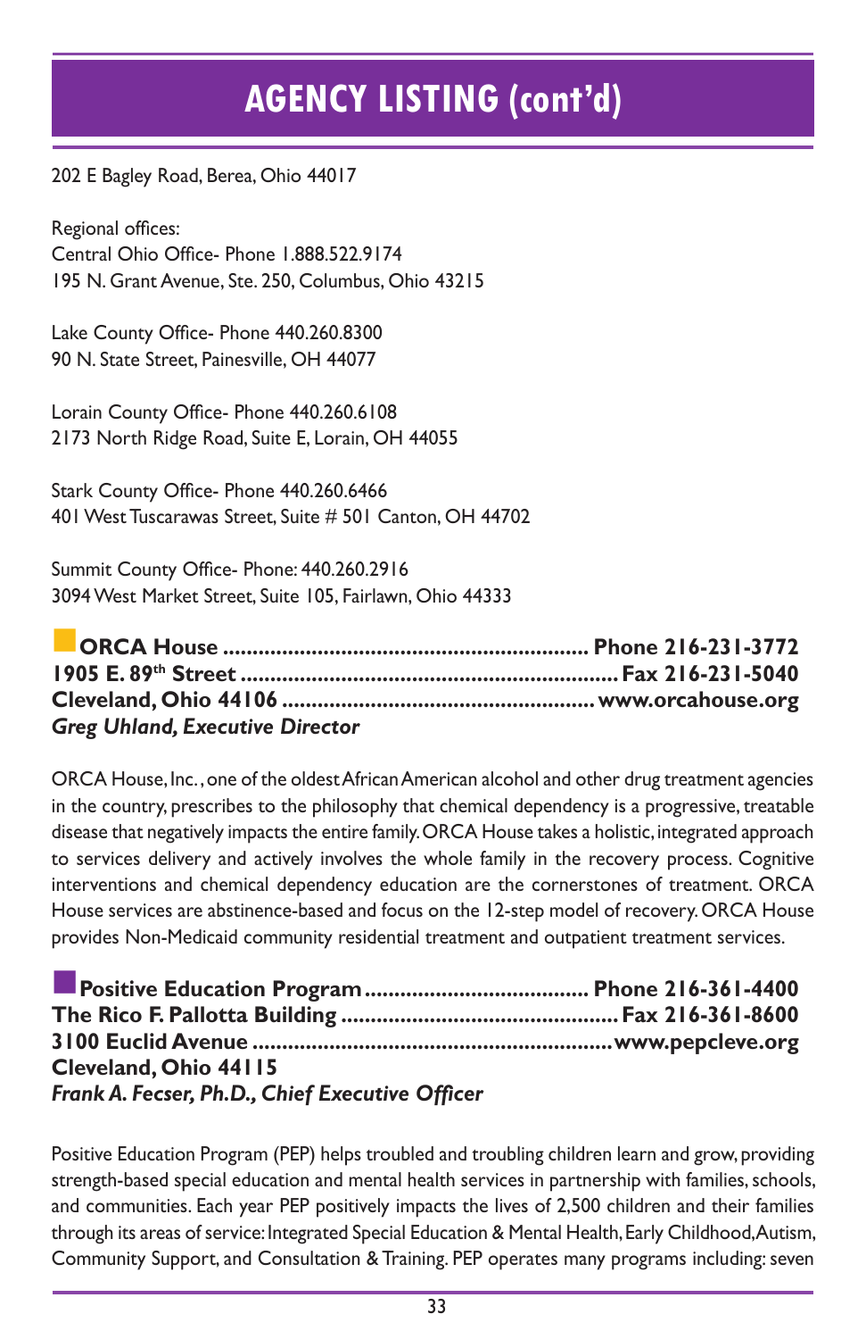# AGENCY LISTING (cont'd)

202 E Bagley Road, Berea, Ohio 44017

Regional offices:
Central Ohio Office- Phone 1.888.522.9174
195 N. Grant Avenue, Ste. 250, Columbus, Ohio 43215

Lake County Office- Phone 440.260.8300
90 N. State Street, Painesville, OH 44077

Lorain County Office- Phone 440.260.6108
2173 North Ridge Road, Suite E, Lorain, OH 44055

Stark County Office- Phone 440.260.6466
401 West Tuscarawas Street, Suite # 501 Canton, OH 44702

Summit County Office- Phone: 440.260.2916
3094 West Market Street, Suite 105, Fairlawn, Ohio 44333

**ORCA House ............................................................. Phone 216-231-3772**
**1905 E. 89th Street ................................................................ Fax 216-231-5040**
**Cleveland, Ohio 44106 .................................................... www.orcahouse.org**
***Greg Uhland, Executive Director***

ORCA House, Inc., one of the oldest African American alcohol and other drug treatment agencies in the country, prescribes to the philosophy that chemical dependency is a progressive, treatable disease that negatively impacts the entire family. ORCA House takes a holistic, integrated approach to services delivery and actively involves the whole family in the recovery process. Cognitive interventions and chemical dependency education are the cornerstones of treatment. ORCA House services are abstinence-based and focus on the 12-step model of recovery. ORCA House provides Non-Medicaid community residential treatment and outpatient treatment services.

**Positive Education Program ...................................... Phone 216-361-4400**
**The Rico F. Pallotta Building ............................................... Fax 216-361-8600**
**3100 Euclid Avenue ............................................................ www.pepcleve.org**
**Cleveland, Ohio 44115**
***Frank A. Fecser, Ph.D., Chief Executive Officer***

Positive Education Program (PEP) helps troubled and troubling children learn and grow, providing strength-based special education and mental health services in partnership with families, schools, and communities. Each year PEP positively impacts the lives of 2,500 children and their families through its areas of service: Integrated Special Education & Mental Health, Early Childhood, Autism, Community Support, and Consultation & Training. PEP operates many programs including: seven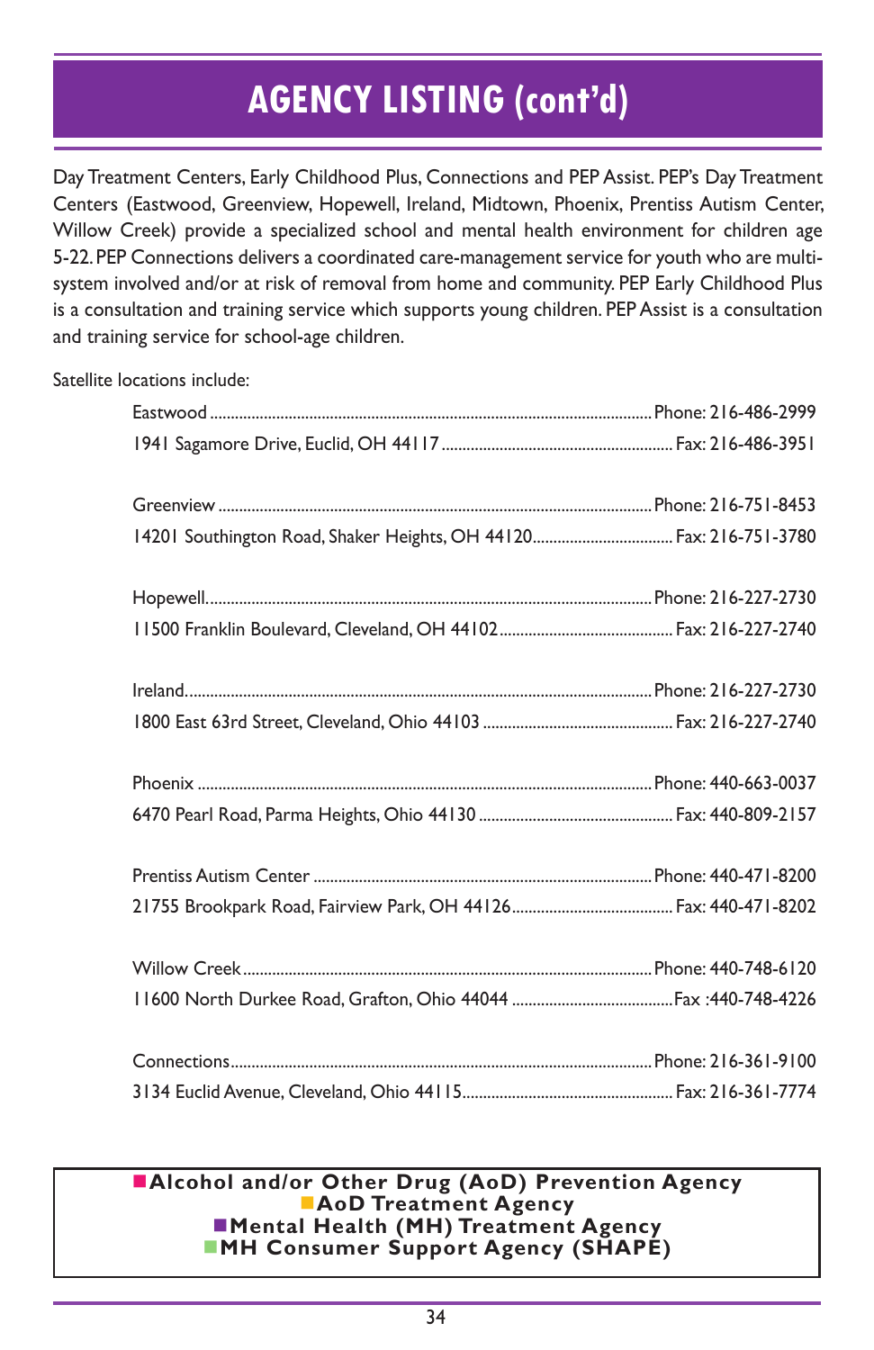# AGENCY LISTING (cont'd)

Day Treatment Centers, Early Childhood Plus, Connections and PEP Assist. PEP's Day Treatment Centers (Eastwood, Greenview, Hopewell, Ireland, Midtown, Phoenix, Prentiss Autism Center, Willow Creek) provide a specialized school and mental health environment for children age 5-22. PEP Connections delivers a coordinated care-management service for youth who are multi-system involved and/or at risk of removal from home and community. PEP Early Childhood Plus is a consultation and training service which supports young children. PEP Assist is a consultation and training service for school-age children.

Satellite locations include:

Eastwood ........ Phone: 216-486-2999
1941 Sagamore Drive, Euclid, OH 44117 ........ Fax: 216-486-3951

Greenview ........ Phone: 216-751-8453
14201 Southington Road, Shaker Heights, OH 44120 ........ Fax: 216-751-3780

Hopewell ........ Phone: 216-227-2730
11500 Franklin Boulevard, Cleveland, OH 44102 ........ Fax: 216-227-2740

Ireland ........ Phone: 216-227-2730
1800 East 63rd Street, Cleveland, Ohio 44103 ........ Fax: 216-227-2740

Phoenix ........ Phone: 440-663-0037
6470 Pearl Road, Parma Heights, Ohio 44130 ........ Fax: 440-809-2157

Prentiss Autism Center ........ Phone: 440-471-8200
21755 Brookpark Road, Fairview Park, OH 44126 ........ Fax: 440-471-8202

Willow Creek ........ Phone: 440-748-6120
11600 North Durkee Road, Grafton, Ohio 44044 ........ Fax :440-748-4226

Connections ........ Phone: 216-361-9100
3134 Euclid Avenue, Cleveland, Ohio 44115 ........ Fax: 216-361-7774

- ■ **Alcohol and/or Other Drug (AoD) Prevention Agency**
- ■ **AoD Treatment Agency**
- ■ **Mental Health (MH) Treatment Agency**
- ■ **MH Consumer Support Agency (SHAPE)**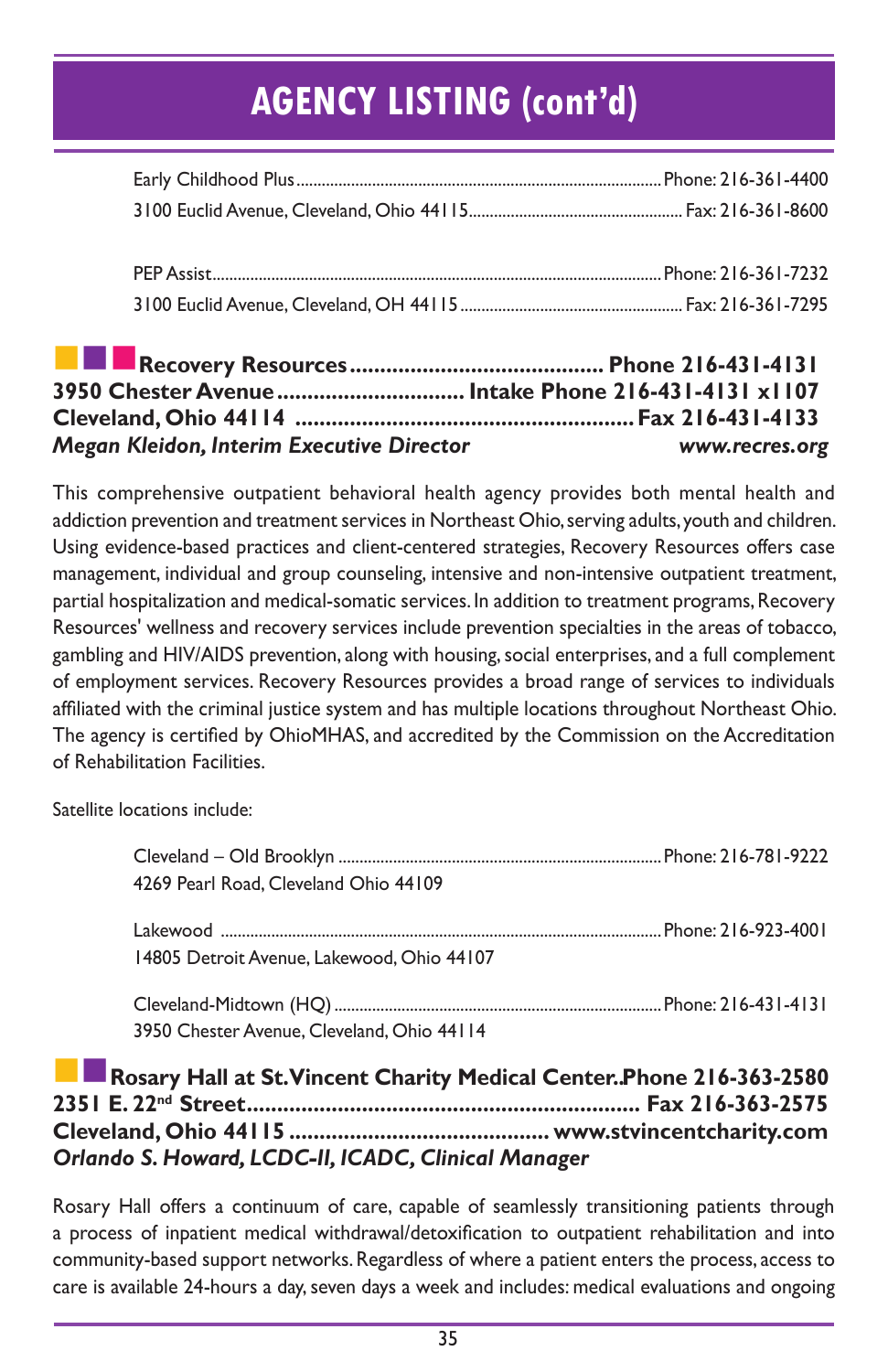# AGENCY LISTING (cont'd)

Early Childhood Plus........................................................................................Phone: 216-361-4400
3100 Euclid Avenue, Cleveland, Ohio 44115..................................................Fax: 216-361-8600

PEP Assist............................................................................................................Phone: 216-361-7232
3100 Euclid Avenue, Cleveland, OH 44115....................................................Fax: 216-361-7295

**Recovery Resources.......................................... Phone 216-431-4131**
**3950 Chester Avenue............................... Intake Phone 216-431-4131 x1107**
**Cleveland, Ohio 44114 ........................................................ Fax 216-431-4133**
***Megan Kleidon, Interim Executive Director*** ***www.recres.org***

This comprehensive outpatient behavioral health agency provides both mental health and addiction prevention and treatment services in Northeast Ohio, serving adults, youth and children. Using evidence-based practices and client-centered strategies, Recovery Resources offers case management, individual and group counseling, intensive and non-intensive outpatient treatment, partial hospitalization and medical-somatic services. In addition to treatment programs, Recovery Resources' wellness and recovery services include prevention specialties in the areas of tobacco, gambling and HIV/AIDS prevention, along with housing, social enterprises, and a full complement of employment services. Recovery Resources provides a broad range of services to individuals affiliated with the criminal justice system and has multiple locations throughout Northeast Ohio. The agency is certified by OhioMHAS, and accredited by the Commission on the Accreditation of Rehabilitation Facilities.

Satellite locations include:

Cleveland – Old Brooklyn ..............................................................................Phone: 216-781-9222
4269 Pearl Road, Cleveland Ohio 44109

Lakewood ..........................................................................................................Phone: 216-923-4001
14805 Detroit Avenue, Lakewood, Ohio 44107

Cleveland-Midtown (HQ)...............................................................................Phone: 216-431-4131
3950 Chester Avenue, Cleveland, Ohio 44114

**Rosary Hall at St. Vincent Charity Medical Center..Phone 216-363-2580**
**2351 E. 22nd Street................................................................ Fax 216-363-2575**
**Cleveland, Ohio 44115 .......................................... www.stvincentcharity.com**
***Orlando S. Howard, LCDC-II, ICADC, Clinical Manager***

Rosary Hall offers a continuum of care, capable of seamlessly transitioning patients through a process of inpatient medical withdrawal/detoxification to outpatient rehabilitation and into community-based support networks. Regardless of where a patient enters the process, access to care is available 24-hours a day, seven days a week and includes: medical evaluations and ongoing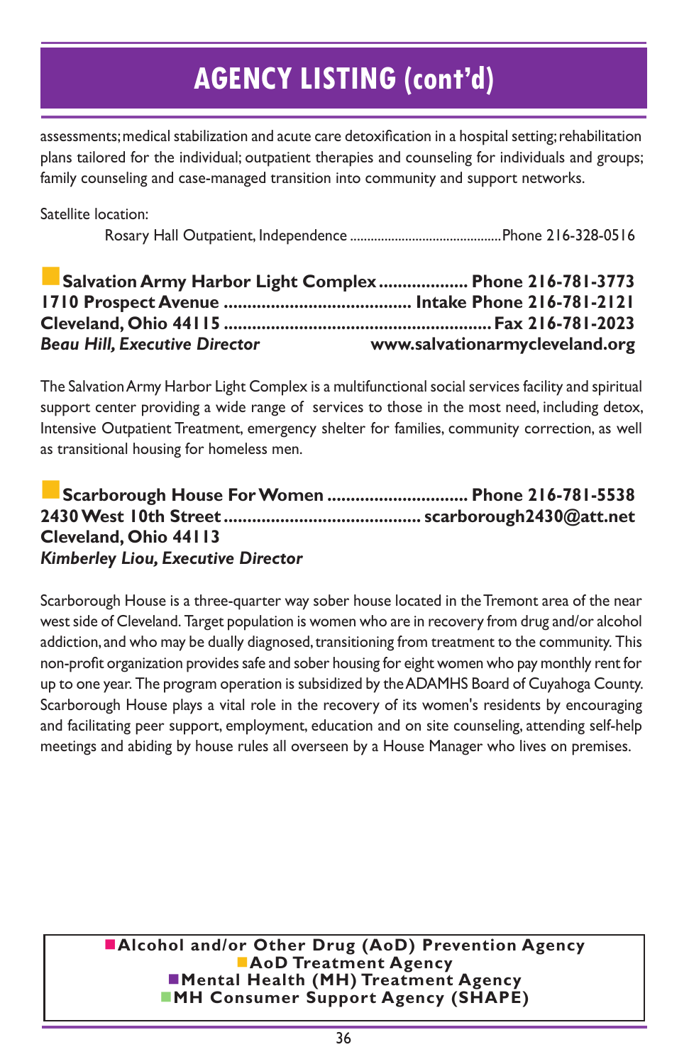# AGENCY LISTING (cont'd)

assessments; medical stabilization and acute care detoxification in a hospital setting; rehabilitation plans tailored for the individual; outpatient therapies and counseling for individuals and groups; family counseling and case-managed transition into community and support networks.

Satellite location:

Rosary Hall Outpatient, Independence ............................................ Phone 216-328-0516

**Salvation Army Harbor Light Complex .................. Phone 216-781-3773**
**1710 Prospect Avenue ........................................ Intake Phone 216-781-2121**
**Cleveland, Ohio 44115 ........................................................ Fax 216-781-2023**
***Beau Hill, Executive Director*** **www.salvationarmycleveland.org**

The Salvation Army Harbor Light Complex is a multifunctional social services facility and spiritual support center providing a wide range of services to those in the most need, including detox, Intensive Outpatient Treatment, emergency shelter for families, community correction, as well as transitional housing for homeless men.

**Scarborough House For Women ............................. Phone 216-781-5538**
**2430 West 10th Street ......................................... scarborough2430@att.net**
**Cleveland, Ohio 44113**
***Kimberley Liou, Executive Director***

Scarborough House is a three-quarter way sober house located in the Tremont area of the near west side of Cleveland. Target population is women who are in recovery from drug and/or alcohol addiction, and who may be dually diagnosed, transitioning from treatment to the community. This non-profit organization provides safe and sober housing for eight women who pay monthly rent for up to one year. The program operation is subsidized by the ADAMHS Board of Cuyahoga County. Scarborough House plays a vital role in the recovery of its women's residents by encouraging and facilitating peer support, employment, education and on site counseling, attending self-help meetings and abiding by house rules all overseen by a House Manager who lives on premises.

**Alcohol and/or Other Drug (AoD) Prevention Agency**
**AoD Treatment Agency**
**Mental Health (MH) Treatment Agency**
**MH Consumer Support Agency (SHAPE)**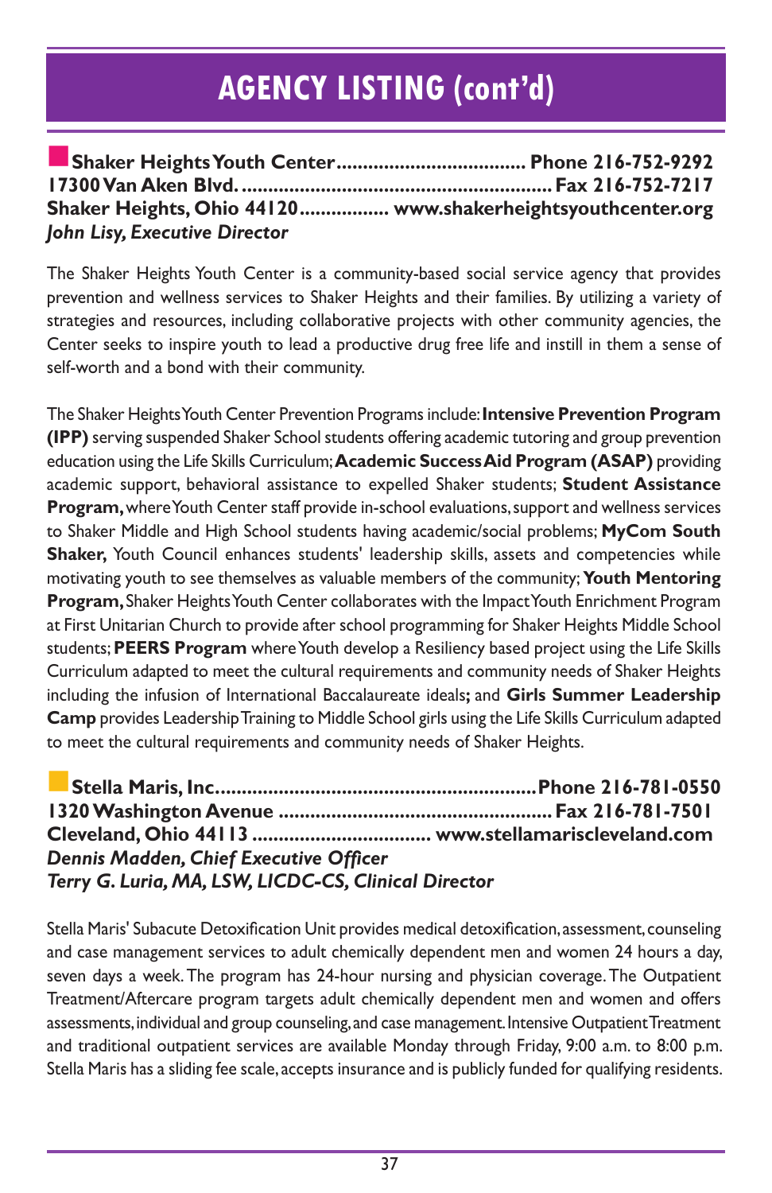# AGENCY LISTING (cont'd)

**Shaker Heights Youth Center.................................... Phone 216-752-9292**
**17300 Van Aken Blvd. .......................................................... Fax 216-752-7217**
**Shaker Heights, Ohio 44120................. www.shakerheightsyouthcenter.org**
***John Lisy, Executive Director***

The Shaker Heights Youth Center is a community-based social service agency that provides prevention and wellness services to Shaker Heights and their families. By utilizing a variety of strategies and resources, including collaborative projects with other community agencies, the Center seeks to inspire youth to lead a productive drug free life and instill in them a sense of self-worth and a bond with their community.

The Shaker Heights Youth Center Prevention Programs include: **Intensive Prevention Program (IPP)** serving suspended Shaker School students offering academic tutoring and group prevention education using the Life Skills Curriculum; **Academic Success Aid Program (ASAP)** providing academic support, behavioral assistance to expelled Shaker students; **Student Assistance Program,** where Youth Center staff provide in-school evaluations, support and wellness services to Shaker Middle and High School students having academic/social problems; **MyCom South Shaker,** Youth Council enhances students' leadership skills, assets and competencies while motivating youth to see themselves as valuable members of the community; **Youth Mentoring Program,** Shaker Heights Youth Center collaborates with the Impact Youth Enrichment Program at First Unitarian Church to provide after school programming for Shaker Heights Middle School students; **PEERS Program** where Youth develop a Resiliency based project using the Life Skills Curriculum adapted to meet the cultural requirements and community needs of Shaker Heights including the infusion of International Baccalaureate ideals; and **Girls Summer Leadership Camp** provides Leadership Training to Middle School girls using the Life Skills Curriculum adapted to meet the cultural requirements and community needs of Shaker Heights.

**Stella Maris, Inc.............................................................Phone 216-781-0550**
**1320 Washington Avenue .................................................... Fax 216-781-7501**
**Cleveland, Ohio 44113 ................................. www.stellamariscleveland.com**
***Dennis Madden, Chief Executive Officer***
***Terry G. Luria, MA, LSW, LICDC-CS, Clinical Director***

Stella Maris' Subacute Detoxification Unit provides medical detoxification, assessment, counseling and case management services to adult chemically dependent men and women 24 hours a day, seven days a week. The program has 24-hour nursing and physician coverage. The Outpatient Treatment/Aftercare program targets adult chemically dependent men and women and offers assessments, individual and group counseling, and case management. Intensive Outpatient Treatment and traditional outpatient services are available Monday through Friday, 9:00 a.m. to 8:00 p.m. Stella Maris has a sliding fee scale, accepts insurance and is publicly funded for qualifying residents.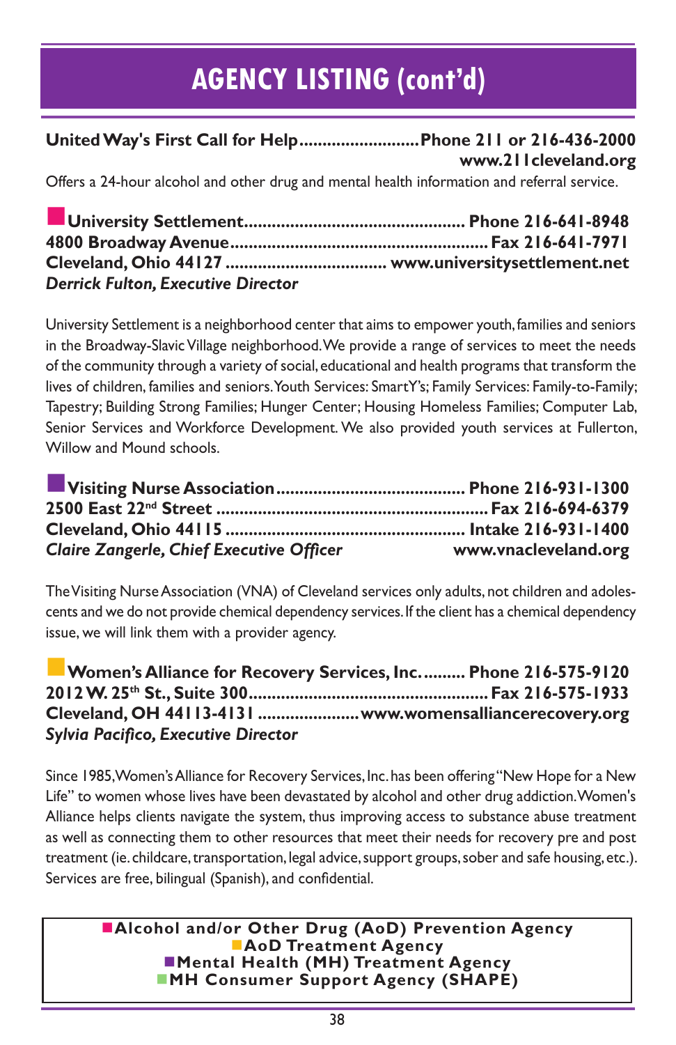# AGENCY LISTING (cont'd)

**United Way's First Call for Help.........................Phone 211 or 216-436-2000**
**www.211cleveland.org**

Offers a 24-hour alcohol and other drug and mental health information and referral service.

■ **University Settlement............................................... Phone 216-641-8948**
**4800 Broadway Avenue....................................................... Fax 216-641-7971**
**Cleveland, Ohio 44127 .................................. www.universitysettlement.net**
***Derrick Fulton, Executive Director***

University Settlement is a neighborhood center that aims to empower youth, families and seniors in the Broadway-Slavic Village neighborhood. We provide a range of services to meet the needs of the community through a variety of social, educational and health programs that transform the lives of children, families and seniors. Youth Services: SmartY's; Family Services: Family-to-Family; Tapestry; Building Strong Families; Hunger Center; Housing Homeless Families; Computer Lab, Senior Services and Workforce Development. We also provided youth services at Fullerton, Willow and Mound schools.

■ **Visiting Nurse Association......................................... Phone 216-931-1300**
**2500 East 22nd Street ........................................................... Fax 216-694-6379**
**Cleveland, Ohio 44115 ................................................... Intake 216-931-1400**
***Claire Zangerle, Chief Executive Officer*** **www.vnacleveland.org**

The Visiting Nurse Association (VNA) of Cleveland services only adults, not children and adolescents and we do not provide chemical dependency services. If the client has a chemical dependency issue, we will link them with a provider agency.

■ **Women's Alliance for Recovery Services, Inc. ......... Phone 216-575-9120**
**2012 W. 25th St., Suite 300................................................... Fax 216-575-1933**
**Cleveland, OH 44113-4131 ..................... www.womensalliancerecovery.org**
***Sylvia Pacifico, Executive Director***

Since 1985, Women's Alliance for Recovery Services, Inc. has been offering "New Hope for a New Life" to women whose lives have been devastated by alcohol and other drug addiction. Women's Alliance helps clients navigate the system, thus improving access to substance abuse treatment as well as connecting them to other resources that meet their needs for recovery pre and post treatment (ie. childcare, transportation, legal advice, support groups, sober and safe housing, etc.). Services are free, bilingual (Spanish), and confidential.

■ **Alcohol and/or Other Drug (AoD) Prevention Agency**
■ **AoD Treatment Agency**
■ **Mental Health (MH) Treatment Agency**
■ **MH Consumer Support Agency (SHAPE)**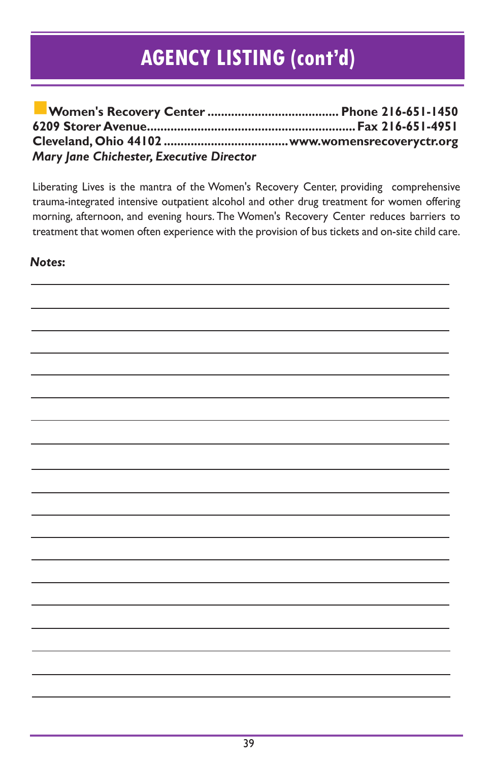# AGENCY LISTING (cont'd)

**Women's Recovery Center ....................................... Phone 216-651-1450**
**6209 Storer Avenue............................................................. Fax 216-651-4951**
**Cleveland, Ohio 44102 .................................... www.womensrecoveryctr.org**
***Mary Jane Chichester, Executive Director***

Liberating Lives is the mantra of the Women's Recovery Center, providing comprehensive trauma-integrated intensive outpatient alcohol and other drug treatment for women offering morning, afternoon, and evening hours. The Women's Recovery Center reduces barriers to treatment that women often experience with the provision of bus tickets and on-site child care.

***Notes:***